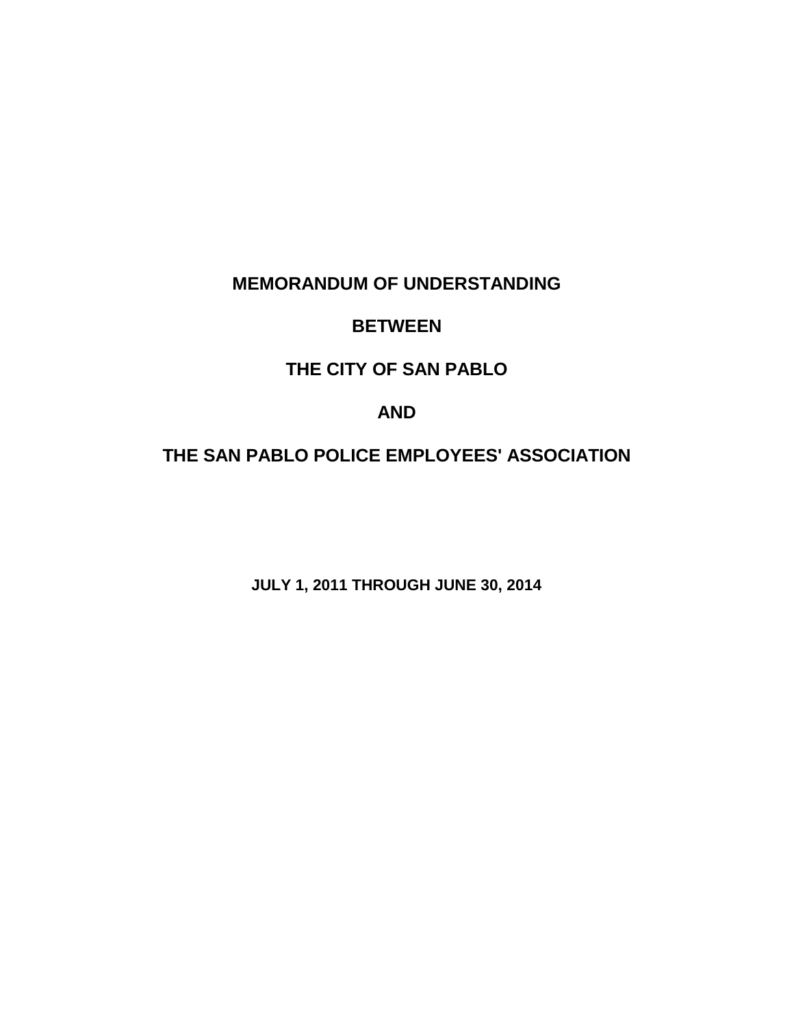# MEMORANDUM OF UNDERSTANDING

# BETWEEN

# THE CITY OF SAN PABLO

# AND

# THE SAN PABLO POLICE EMPLOYEES' ASSOCIATION

**JULY 1, 2011 THROUGH JUNE 30, 2014**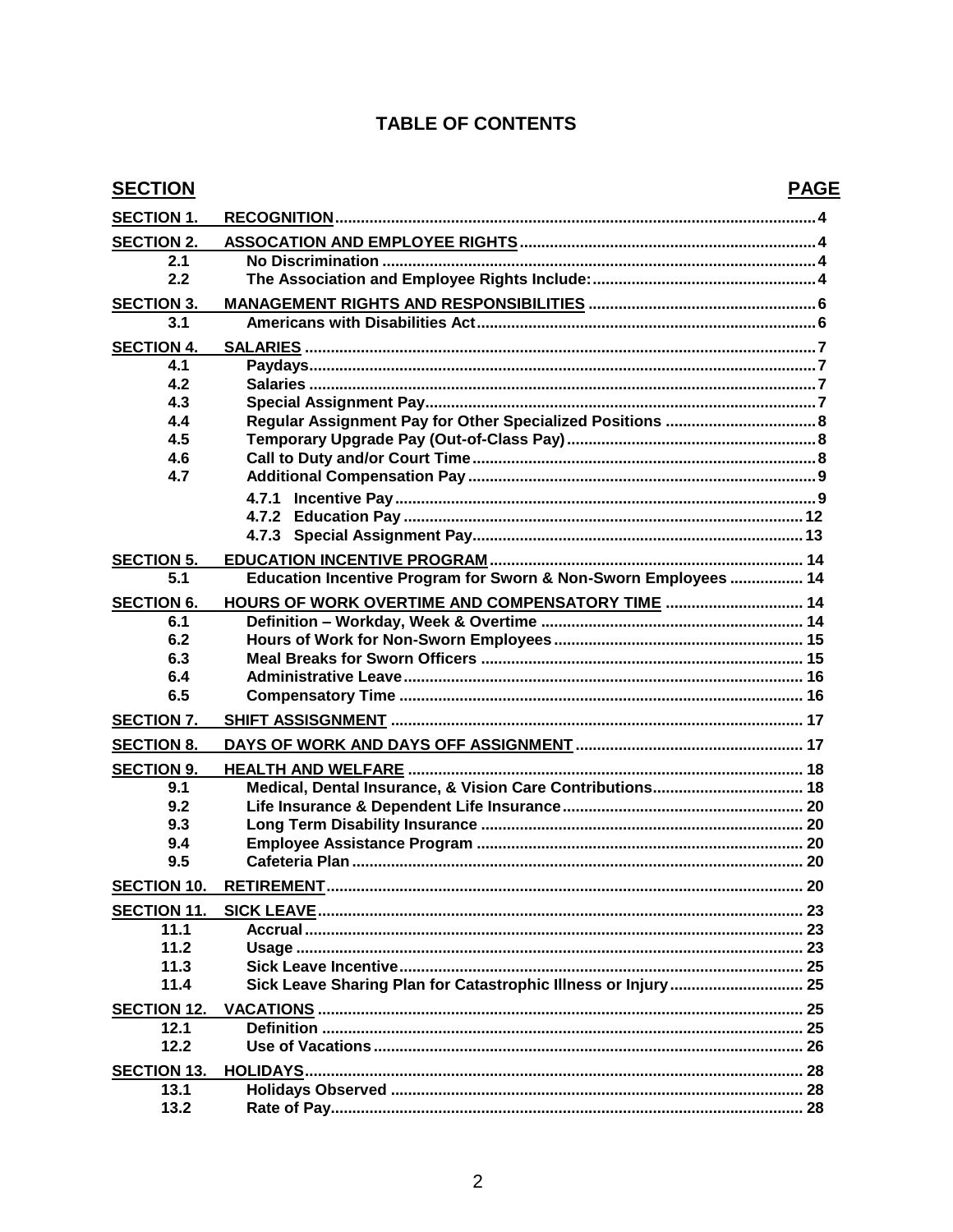# TABLE OF CONTENTS

| SECTION | | PAGE |
|---|---|---|
| SECTION 1. | RECOGNITION | 4 |
| SECTION 2. | ASSOCATION AND EMPLOYEE RIGHTS | 4 |
| 2.1 | No Discrimination | 4 |
| 2.2 | The Association and Employee Rights Include: | 4 |
| SECTION 3. | MANAGEMENT RIGHTS AND RESPONSIBILITIES | 6 |
| 3.1 | Americans with Disabilities Act | 6 |
| SECTION 4. | SALARIES | 7 |
| 4.1 | Paydays | 7 |
| 4.2 | Salaries | 7 |
| 4.3 | Special Assignment Pay | 7 |
| 4.4 | Regular Assignment Pay for Other Specialized Positions | 8 |
| 4.5 | Temporary Upgrade Pay (Out-of-Class Pay) | 8 |
| 4.6 | Call to Duty and/or Court Time | 8 |
| 4.7 | Additional Compensation Pay | 9 |
| | 4.7.1 Incentive Pay | 9 |
| | 4.7.2 Education Pay | 12 |
| | 4.7.3 Special Assignment Pay | 13 |
| SECTION 5. | EDUCATION INCENTIVE PROGRAM | 14 |
| 5.1 | Education Incentive Program for Sworn & Non-Sworn Employees | 14 |
| SECTION 6. | HOURS OF WORK OVERTIME AND COMPENSATORY TIME | 14 |
| 6.1 | Definition – Workday, Week & Overtime | 14 |
| 6.2 | Hours of Work for Non-Sworn Employees | 15 |
| 6.3 | Meal Breaks for Sworn Officers | 15 |
| 6.4 | Administrative Leave | 16 |
| 6.5 | Compensatory Time | 16 |
| SECTION 7. | SHIFT ASSISGNMENT | 17 |
| SECTION 8. | DAYS OF WORK AND DAYS OFF ASSIGNMENT | 17 |
| SECTION 9. | HEALTH AND WELFARE | 18 |
| 9.1 | Medical, Dental Insurance, & Vision Care Contributions | 18 |
| 9.2 | Life Insurance & Dependent Life Insurance | 20 |
| 9.3 | Long Term Disability Insurance | 20 |
| 9.4 | Employee Assistance Program | 20 |
| 9.5 | Cafeteria Plan | 20 |
| SECTION 10. | RETIREMENT | 20 |
| SECTION 11. | SICK LEAVE | 23 |
| 11.1 | Accrual | 23 |
| 11.2 | Usage | 23 |
| 11.3 | Sick Leave Incentive | 25 |
| 11.4 | Sick Leave Sharing Plan for Catastrophic Illness or Injury | 25 |
| SECTION 12. | VACATIONS | 25 |
| 12.1 | Definition | 25 |
| 12.2 | Use of Vacations | 26 |
| SECTION 13. | HOLIDAYS | 28 |
| 13.1 | Holidays Observed | 28 |
| 13.2 | Rate of Pay | 28 |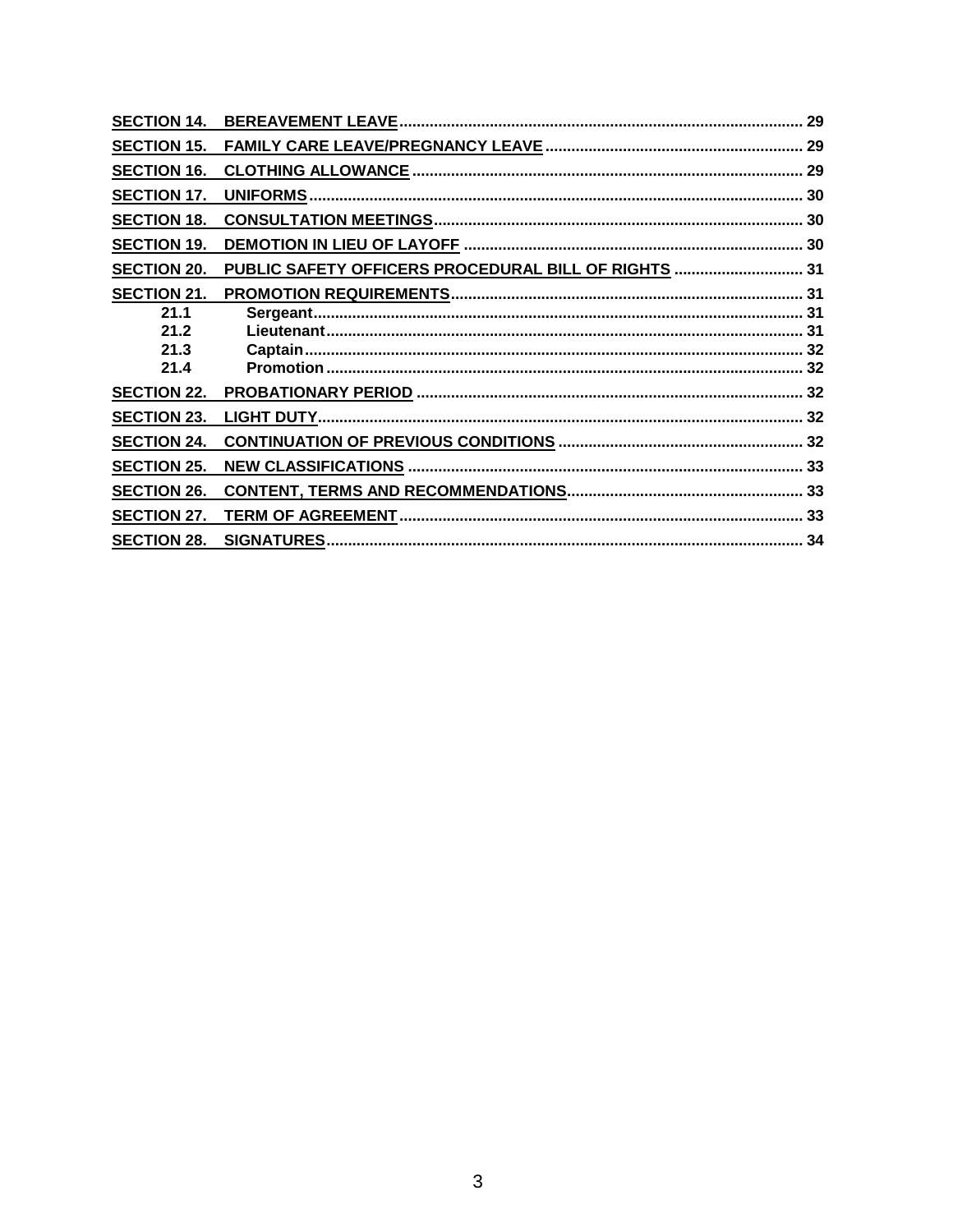| | | |
|---|---|---|
| **SECTION 14.** | **BEREAVEMENT LEAVE** | **29** |
| **SECTION 15.** | **FAMILY CARE LEAVE/PREGNANCY LEAVE** | **29** |
| **SECTION 16.** | **CLOTHING ALLOWANCE** | **29** |
| **SECTION 17.** | **UNIFORMS** | **30** |
| **SECTION 18.** | **CONSULTATION MEETINGS** | **30** |
| **SECTION 19.** | **DEMOTION IN LIEU OF LAYOFF** | **30** |
| **SECTION 20.** | **PUBLIC SAFETY OFFICERS PROCEDURAL BILL OF RIGHTS** | **31** |
| **SECTION 21.** | **PROMOTION REQUIREMENTS** | **31** |
| **21.1** | **Sergeant** | **31** |
| **21.2** | **Lieutenant** | **31** |
| **21.3** | **Captain** | **32** |
| **21.4** | **Promotion** | **32** |
| **SECTION 22.** | **PROBATIONARY PERIOD** | **32** |
| **SECTION 23.** | **LIGHT DUTY** | **32** |
| **SECTION 24.** | **CONTINUATION OF PREVIOUS CONDITIONS** | **32** |
| **SECTION 25.** | **NEW CLASSIFICATIONS** | **33** |
| **SECTION 26.** | **CONTENT, TERMS AND RECOMMENDATIONS** | **33** |
| **SECTION 27.** | **TERM OF AGREEMENT** | **33** |
| **SECTION 28.** | **SIGNATURES** | **34** |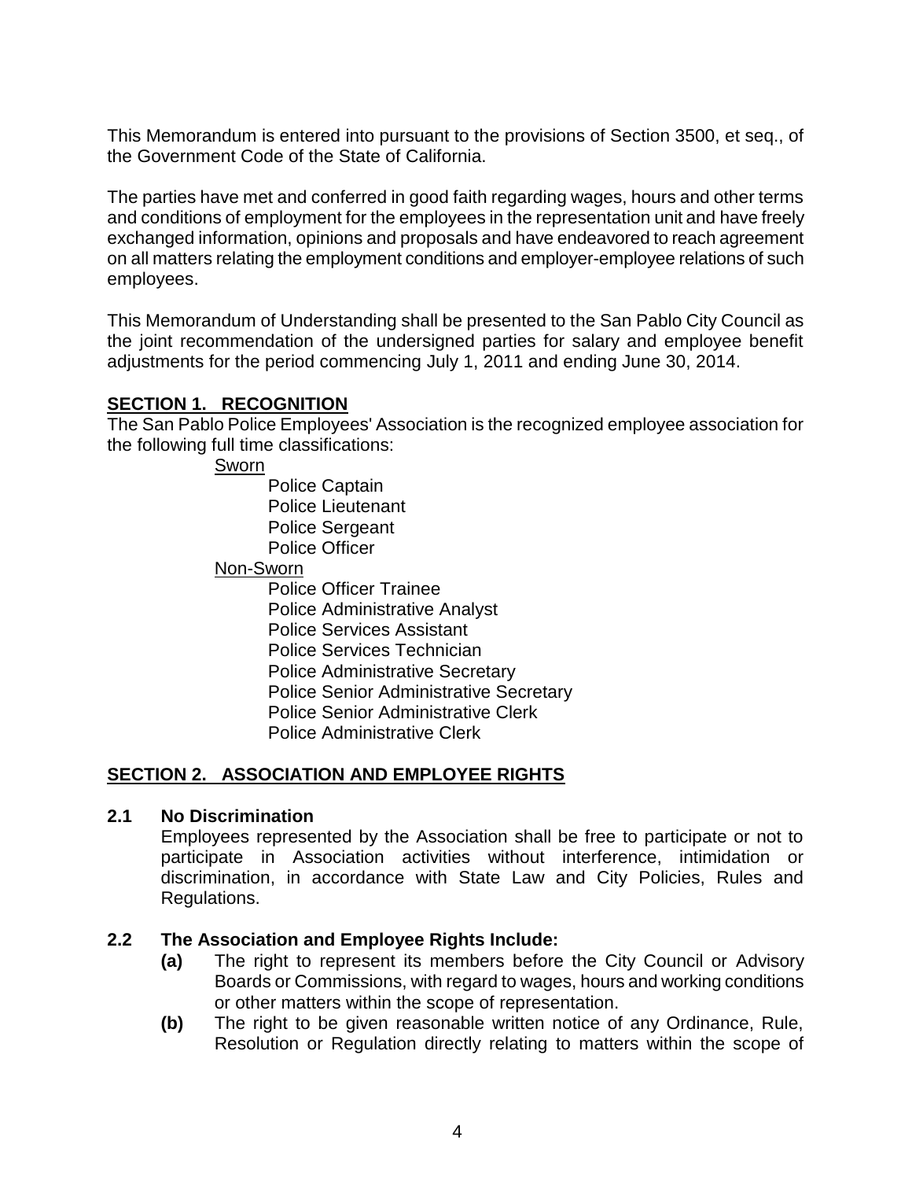This Memorandum is entered into pursuant to the provisions of Section 3500, et seq., of the Government Code of the State of California.

The parties have met and conferred in good faith regarding wages, hours and other terms and conditions of employment for the employees in the representation unit and have freely exchanged information, opinions and proposals and have endeavored to reach agreement on all matters relating the employment conditions and employer-employee relations of such employees.

This Memorandum of Understanding shall be presented to the San Pablo City Council as the joint recommendation of the undersigned parties for salary and employee benefit adjustments for the period commencing July 1, 2011 and ending June 30, 2014.

## SECTION 1. RECOGNITION

The San Pablo Police Employees' Association is the recognized employee association for the following full time classifications:

Sworn
- Police Captain
- Police Lieutenant
- Police Sergeant
- Police Officer

Non-Sworn
- Police Officer Trainee
- Police Administrative Analyst
- Police Services Assistant
- Police Services Technician
- Police Administrative Secretary
- Police Senior Administrative Secretary
- Police Senior Administrative Clerk
- Police Administrative Clerk

## SECTION 2. ASSOCIATION AND EMPLOYEE RIGHTS

### 2.1 No Discrimination

Employees represented by the Association shall be free to participate or not to participate in Association activities without interference, intimidation or discrimination, in accordance with State Law and City Policies, Rules and Regulations.

### 2.2 The Association and Employee Rights Include:

**(a)** The right to represent its members before the City Council or Advisory Boards or Commissions, with regard to wages, hours and working conditions or other matters within the scope of representation.

**(b)** The right to be given reasonable written notice of any Ordinance, Rule, Resolution or Regulation directly relating to matters within the scope of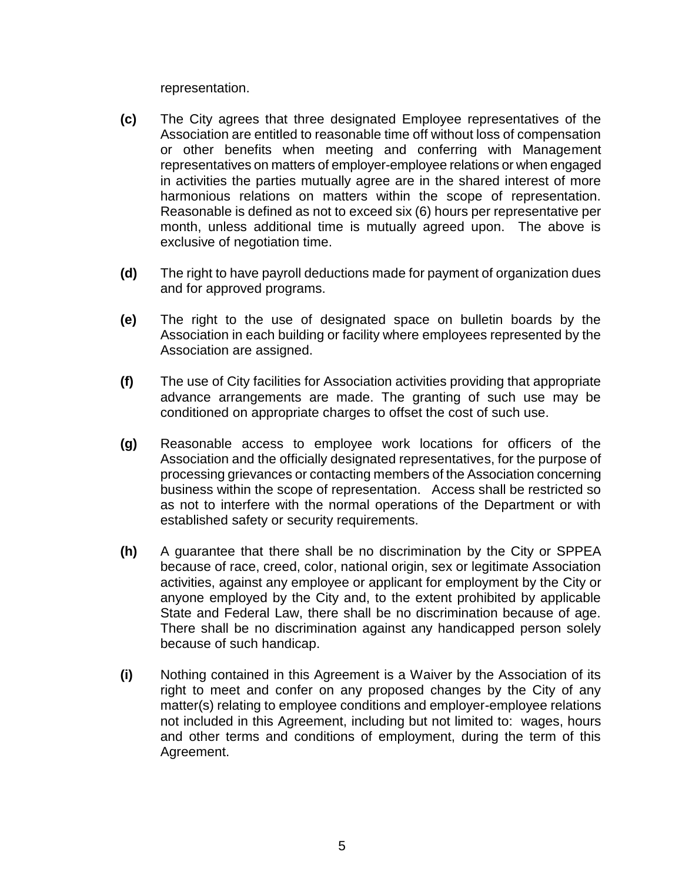representation.

**(c)** The City agrees that three designated Employee representatives of the Association are entitled to reasonable time off without loss of compensation or other benefits when meeting and conferring with Management representatives on matters of employer-employee relations or when engaged in activities the parties mutually agree are in the shared interest of more harmonious relations on matters within the scope of representation. Reasonable is defined as not to exceed six (6) hours per representative per month, unless additional time is mutually agreed upon. The above is exclusive of negotiation time.

**(d)** The right to have payroll deductions made for payment of organization dues and for approved programs.

**(e)** The right to the use of designated space on bulletin boards by the Association in each building or facility where employees represented by the Association are assigned.

**(f)** The use of City facilities for Association activities providing that appropriate advance arrangements are made. The granting of such use may be conditioned on appropriate charges to offset the cost of such use.

**(g)** Reasonable access to employee work locations for officers of the Association and the officially designated representatives, for the purpose of processing grievances or contacting members of the Association concerning business within the scope of representation. Access shall be restricted so as not to interfere with the normal operations of the Department or with established safety or security requirements.

**(h)** A guarantee that there shall be no discrimination by the City or SPPEA because of race, creed, color, national origin, sex or legitimate Association activities, against any employee or applicant for employment by the City or anyone employed by the City and, to the extent prohibited by applicable State and Federal Law, there shall be no discrimination because of age. There shall be no discrimination against any handicapped person solely because of such handicap.

**(i)** Nothing contained in this Agreement is a Waiver by the Association of its right to meet and confer on any proposed changes by the City of any matter(s) relating to employee conditions and employer-employee relations not included in this Agreement, including but not limited to: wages, hours and other terms and conditions of employment, during the term of this Agreement.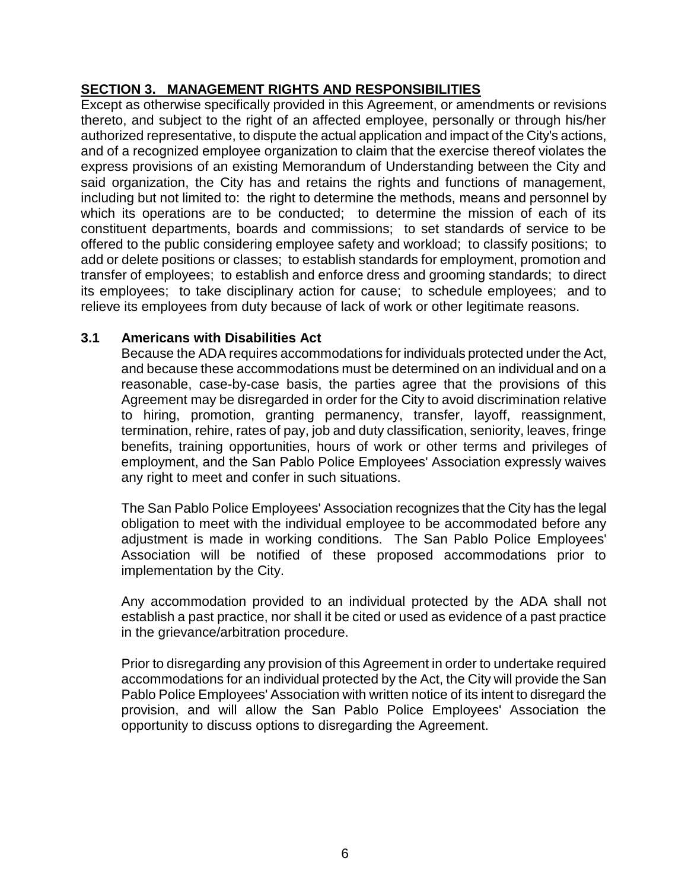## SECTION 3. MANAGEMENT RIGHTS AND RESPONSIBILITIES

Except as otherwise specifically provided in this Agreement, or amendments or revisions thereto, and subject to the right of an affected employee, personally or through his/her authorized representative, to dispute the actual application and impact of the City's actions, and of a recognized employee organization to claim that the exercise thereof violates the express provisions of an existing Memorandum of Understanding between the City and said organization, the City has and retains the rights and functions of management, including but not limited to: the right to determine the methods, means and personnel by which its operations are to be conducted; to determine the mission of each of its constituent departments, boards and commissions; to set standards of service to be offered to the public considering employee safety and workload; to classify positions; to add or delete positions or classes; to establish standards for employment, promotion and transfer of employees; to establish and enforce dress and grooming standards; to direct its employees; to take disciplinary action for cause; to schedule employees; and to relieve its employees from duty because of lack of work or other legitimate reasons.

### 3.1 Americans with Disabilities Act

Because the ADA requires accommodations for individuals protected under the Act, and because these accommodations must be determined on an individual and on a reasonable, case-by-case basis, the parties agree that the provisions of this Agreement may be disregarded in order for the City to avoid discrimination relative to hiring, promotion, granting permanency, transfer, layoff, reassignment, termination, rehire, rates of pay, job and duty classification, seniority, leaves, fringe benefits, training opportunities, hours of work or other terms and privileges of employment, and the San Pablo Police Employees' Association expressly waives any right to meet and confer in such situations.

The San Pablo Police Employees' Association recognizes that the City has the legal obligation to meet with the individual employee to be accommodated before any adjustment is made in working conditions. The San Pablo Police Employees' Association will be notified of these proposed accommodations prior to implementation by the City.

Any accommodation provided to an individual protected by the ADA shall not establish a past practice, nor shall it be cited or used as evidence of a past practice in the grievance/arbitration procedure.

Prior to disregarding any provision of this Agreement in order to undertake required accommodations for an individual protected by the Act, the City will provide the San Pablo Police Employees' Association with written notice of its intent to disregard the provision, and will allow the San Pablo Police Employees' Association the opportunity to discuss options to disregarding the Agreement.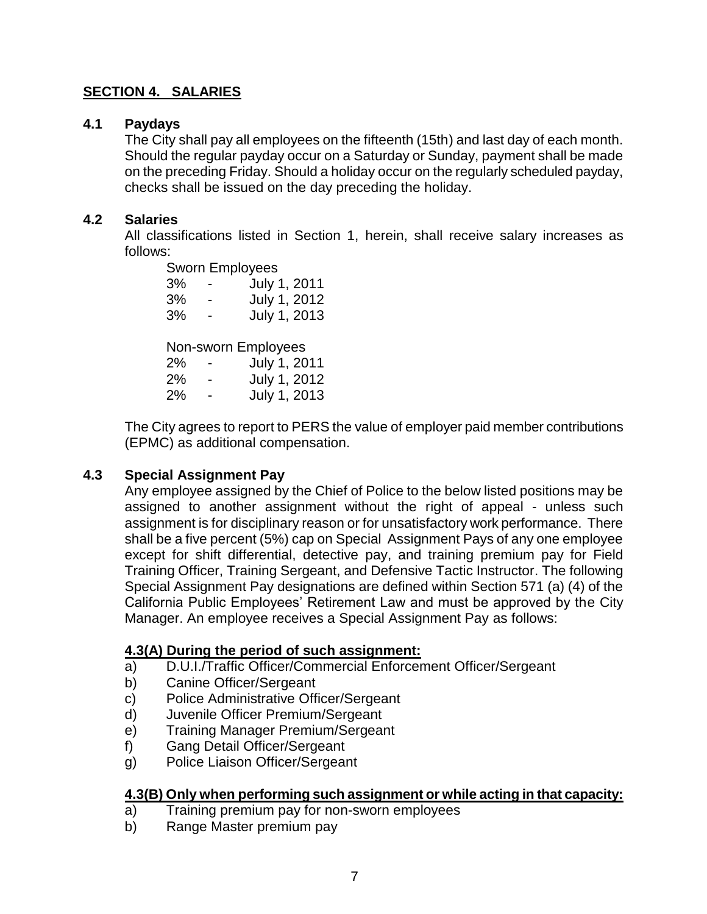## SECTION 4. SALARIES

### 4.1 Paydays

The City shall pay all employees on the fifteenth (15th) and last day of each month. Should the regular payday occur on a Saturday or Sunday, payment shall be made on the preceding Friday. Should a holiday occur on the regularly scheduled payday, checks shall be issued on the day preceding the holiday.

### 4.2 Salaries

All classifications listed in Section 1, herein, shall receive salary increases as follows:

Sworn Employees

3% - July 1, 2011
3% - July 1, 2012
3% - July 1, 2013

Non-sworn Employees

2% - July 1, 2011
2% - July 1, 2012
2% - July 1, 2013

The City agrees to report to PERS the value of employer paid member contributions (EPMC) as additional compensation.

### 4.3 Special Assignment Pay

Any employee assigned by the Chief of Police to the below listed positions may be assigned to another assignment without the right of appeal - unless such assignment is for disciplinary reason or for unsatisfactory work performance. There shall be a five percent (5%) cap on Special Assignment Pays of any one employee except for shift differential, detective pay, and training premium pay for Field Training Officer, Training Sergeant, and Defensive Tactic Instructor. The following Special Assignment Pay designations are defined within Section 571 (a) (4) of the California Public Employees' Retirement Law and must be approved by the City Manager. An employee receives a Special Assignment Pay as follows:

**4.3(A) During the period of such assignment:**

a) D.U.I./Traffic Officer/Commercial Enforcement Officer/Sergeant
b) Canine Officer/Sergeant
c) Police Administrative Officer/Sergeant
d) Juvenile Officer Premium/Sergeant
e) Training Manager Premium/Sergeant
f) Gang Detail Officer/Sergeant
g) Police Liaison Officer/Sergeant

**4.3(B) Only when performing such assignment or while acting in that capacity:**

a) Training premium pay for non-sworn employees
b) Range Master premium pay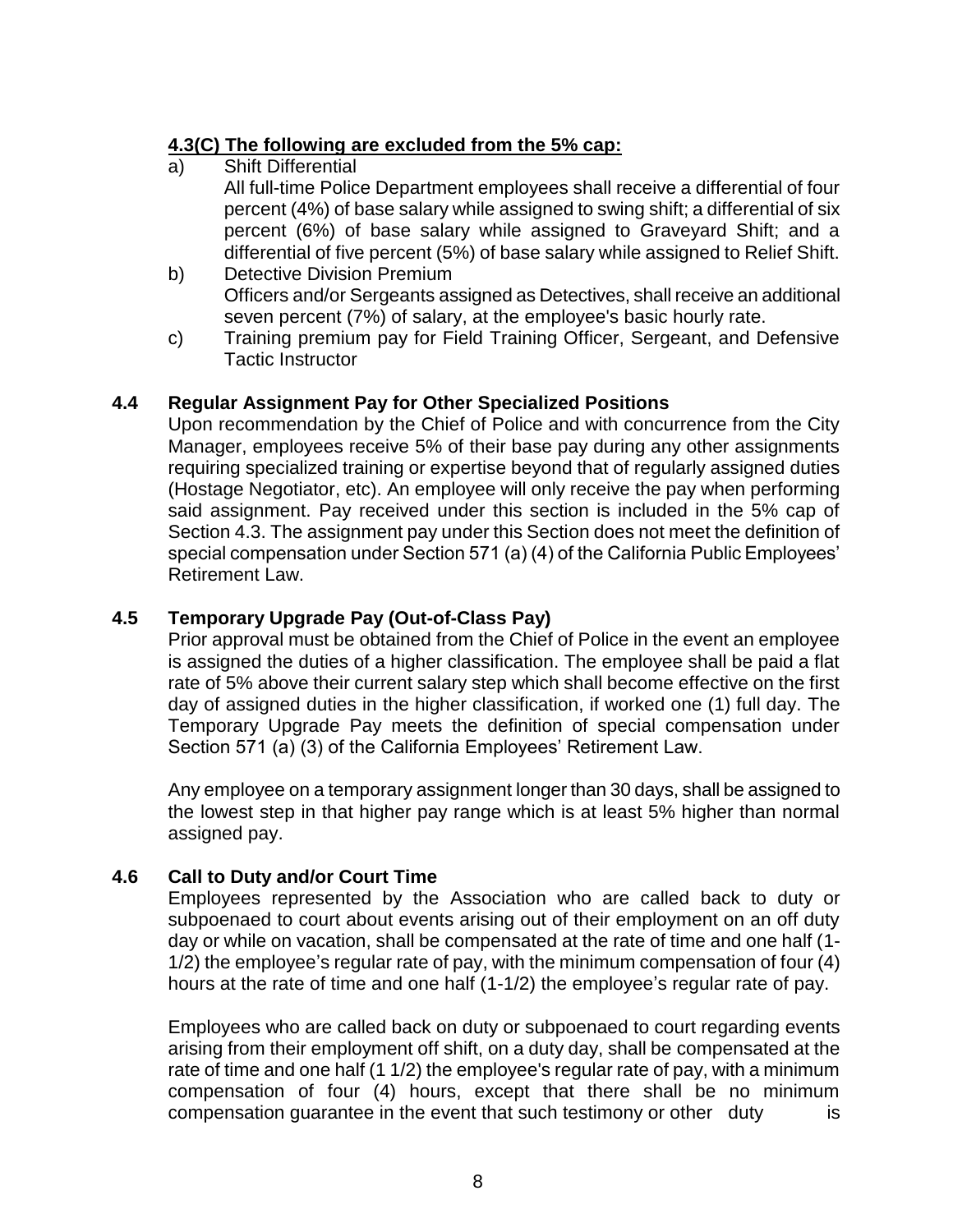**4.3(C) The following are excluded from the 5% cap:**

a) Shift Differential
All full-time Police Department employees shall receive a differential of four percent (4%) of base salary while assigned to swing shift; a differential of six percent (6%) of base salary while assigned to Graveyard Shift; and a differential of five percent (5%) of base salary while assigned to Relief Shift.

b) Detective Division Premium
Officers and/or Sergeants assigned as Detectives, shall receive an additional seven percent (7%) of salary, at the employee's basic hourly rate.

c) Training premium pay for Field Training Officer, Sergeant, and Defensive Tactic Instructor

### 4.4 Regular Assignment Pay for Other Specialized Positions

Upon recommendation by the Chief of Police and with concurrence from the City Manager, employees receive 5% of their base pay during any other assignments requiring specialized training or expertise beyond that of regularly assigned duties (Hostage Negotiator, etc). An employee will only receive the pay when performing said assignment. Pay received under this section is included in the 5% cap of Section 4.3. The assignment pay under this Section does not meet the definition of special compensation under Section 571 (a) (4) of the California Public Employees' Retirement Law.

### 4.5 Temporary Upgrade Pay (Out-of-Class Pay)

Prior approval must be obtained from the Chief of Police in the event an employee is assigned the duties of a higher classification. The employee shall be paid a flat rate of 5% above their current salary step which shall become effective on the first day of assigned duties in the higher classification, if worked one (1) full day. The Temporary Upgrade Pay meets the definition of special compensation under Section 571 (a) (3) of the California Employees' Retirement Law.

Any employee on a temporary assignment longer than 30 days, shall be assigned to the lowest step in that higher pay range which is at least 5% higher than normal assigned pay.

### 4.6 Call to Duty and/or Court Time

Employees represented by the Association who are called back to duty or subpoenaed to court about events arising out of their employment on an off duty day or while on vacation, shall be compensated at the rate of time and one half (1-1/2) the employee's regular rate of pay, with the minimum compensation of four (4) hours at the rate of time and one half (1-1/2) the employee's regular rate of pay.

Employees who are called back on duty or subpoenaed to court regarding events arising from their employment off shift, on a duty day, shall be compensated at the rate of time and one half (1 1/2) the employee's regular rate of pay, with a minimum compensation of four (4) hours, except that there shall be no minimum compensation guarantee in the event that such testimony or other duty is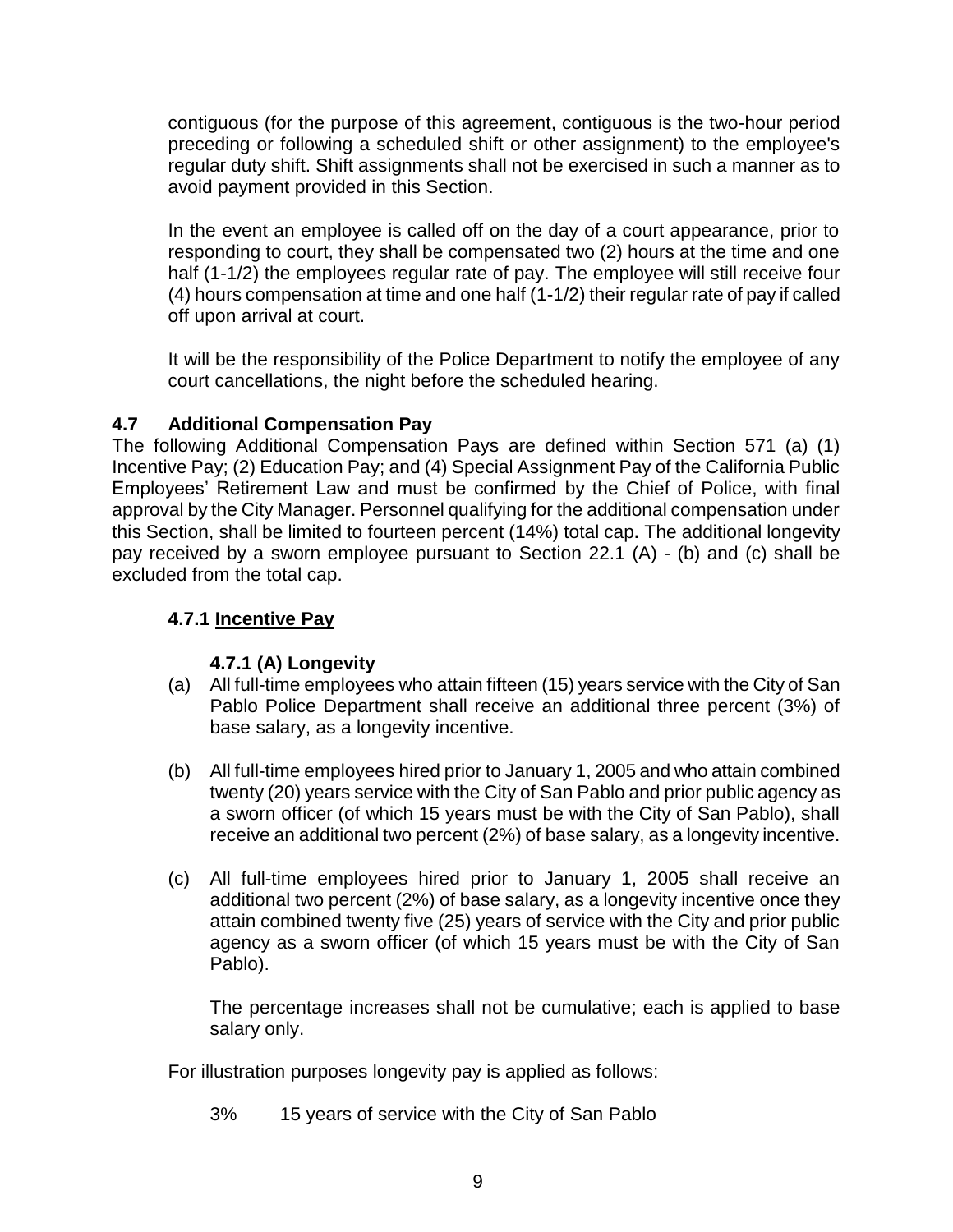contiguous (for the purpose of this agreement, contiguous is the two-hour period preceding or following a scheduled shift or other assignment) to the employee's regular duty shift. Shift assignments shall not be exercised in such a manner as to avoid payment provided in this Section.

In the event an employee is called off on the day of a court appearance, prior to responding to court, they shall be compensated two (2) hours at the time and one half (1-1/2) the employees regular rate of pay. The employee will still receive four (4) hours compensation at time and one half (1-1/2) their regular rate of pay if called off upon arrival at court.

It will be the responsibility of the Police Department to notify the employee of any court cancellations, the night before the scheduled hearing.

### 4.7 Additional Compensation Pay

The following Additional Compensation Pays are defined within Section 571 (a) (1) Incentive Pay; (2) Education Pay; and (4) Special Assignment Pay of the California Public Employees' Retirement Law and must be confirmed by the Chief of Police, with final approval by the City Manager. Personnel qualifying for the additional compensation under this Section, shall be limited to fourteen percent (14%) total cap**.** The additional longevity pay received by a sworn employee pursuant to Section 22.1 (A) - (b) and (c) shall be excluded from the total cap.

#### 4.7.1 Incentive Pay

##### 4.7.1 (A) Longevity

(a) All full-time employees who attain fifteen (15) years service with the City of San Pablo Police Department shall receive an additional three percent (3%) of base salary, as a longevity incentive.

(b) All full-time employees hired prior to January 1, 2005 and who attain combined twenty (20) years service with the City of San Pablo and prior public agency as a sworn officer (of which 15 years must be with the City of San Pablo), shall receive an additional two percent (2%) of base salary, as a longevity incentive.

(c) All full-time employees hired prior to January 1, 2005 shall receive an additional two percent (2%) of base salary, as a longevity incentive once they attain combined twenty five (25) years of service with the City and prior public agency as a sworn officer (of which 15 years must be with the City of San Pablo).

The percentage increases shall not be cumulative; each is applied to base salary only.

For illustration purposes longevity pay is applied as follows:

3% 15 years of service with the City of San Pablo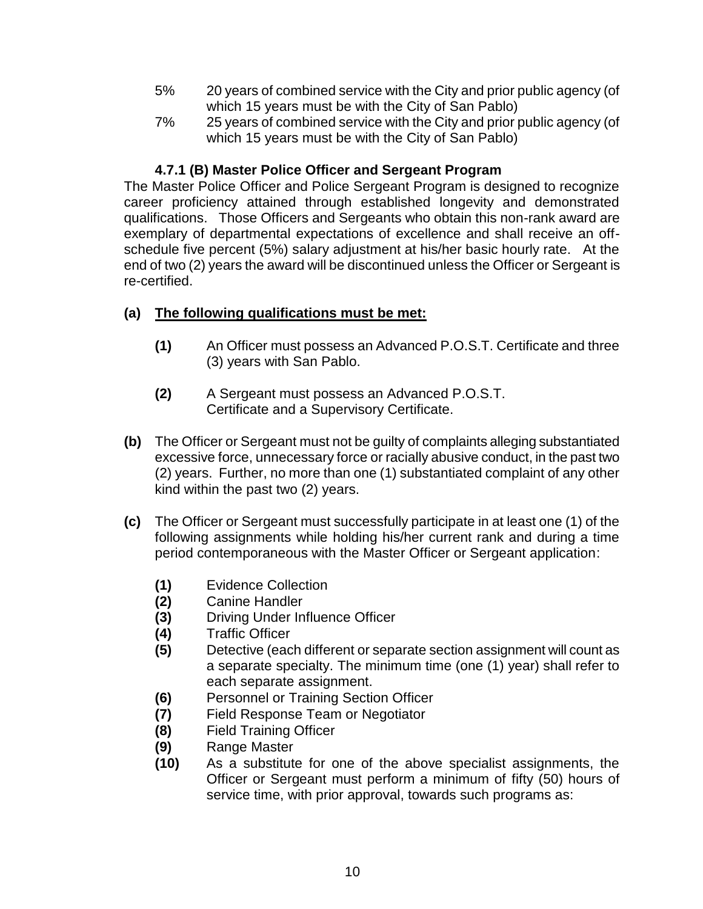5% 20 years of combined service with the City and prior public agency (of which 15 years must be with the City of San Pablo)

7% 25 years of combined service with the City and prior public agency (of which 15 years must be with the City of San Pablo)

### 4.7.1 (B) Master Police Officer and Sergeant Program

The Master Police Officer and Police Sergeant Program is designed to recognize career proficiency attained through established longevity and demonstrated qualifications. Those Officers and Sergeants who obtain this non-rank award are exemplary of departmental expectations of excellence and shall receive an off-schedule five percent (5%) salary adjustment at his/her basic hourly rate. At the end of two (2) years the award will be discontinued unless the Officer or Sergeant is re-certified.

**(a) <u>The following qualifications must be met:</u>**

- **(1)** An Officer must possess an Advanced P.O.S.T. Certificate and three (3) years with San Pablo.
- **(2)** A Sergeant must possess an Advanced P.O.S.T. Certificate and a Supervisory Certificate.

**(b)** The Officer or Sergeant must not be guilty of complaints alleging substantiated excessive force, unnecessary force or racially abusive conduct, in the past two (2) years. Further, no more than one (1) substantiated complaint of any other kind within the past two (2) years.

**(c)** The Officer or Sergeant must successfully participate in at least one (1) of the following assignments while holding his/her current rank and during a time period contemporaneous with the Master Officer or Sergeant application:

- **(1)** Evidence Collection
- **(2)** Canine Handler
- **(3)** Driving Under Influence Officer
- **(4)** Traffic Officer
- **(5)** Detective (each different or separate section assignment will count as a separate specialty. The minimum time (one (1) year) shall refer to each separate assignment.
- **(6)** Personnel or Training Section Officer
- **(7)** Field Response Team or Negotiator
- **(8)** Field Training Officer
- **(9)** Range Master
- **(10)** As a substitute for one of the above specialist assignments, the Officer or Sergeant must perform a minimum of fifty (50) hours of service time, with prior approval, towards such programs as: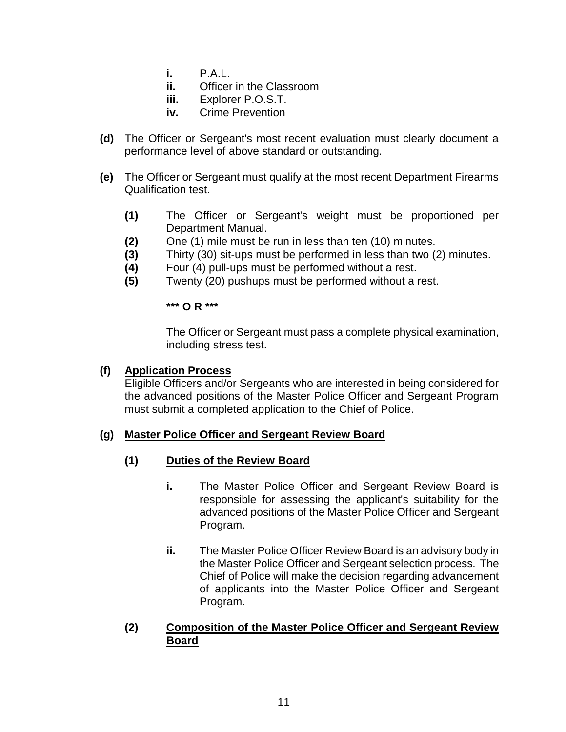- **i.** P.A.L.
- **ii.** Officer in the Classroom
- **iii.** Explorer P.O.S.T.
- **iv.** Crime Prevention

**(d)** The Officer or Sergeant's most recent evaluation must clearly document a performance level of above standard or outstanding.

**(e)** The Officer or Sergeant must qualify at the most recent Department Firearms Qualification test.

- **(1)** The Officer or Sergeant's weight must be proportioned per Department Manual.
- **(2)** One (1) mile must be run in less than ten (10) minutes.
- **(3)** Thirty (30) sit-ups must be performed in less than two (2) minutes.
- **(4)** Four (4) pull-ups must be performed without a rest.
- **(5)** Twenty (20) pushups must be performed without a rest.

**\*\*\* O R \*\*\***

The Officer or Sergeant must pass a complete physical examination, including stress test.

**(f)** **<u>Application Process</u>**

Eligible Officers and/or Sergeants who are interested in being considered for the advanced positions of the Master Police Officer and Sergeant Program must submit a completed application to the Chief of Police.

**(g)** **<u>Master Police Officer and Sergeant Review Board</u>**

**(1)** **<u>Duties of the Review Board</u>**

- **i.** The Master Police Officer and Sergeant Review Board is responsible for assessing the applicant's suitability for the advanced positions of the Master Police Officer and Sergeant Program.

- **ii.** The Master Police Officer Review Board is an advisory body in the Master Police Officer and Sergeant selection process. The Chief of Police will make the decision regarding advancement of applicants into the Master Police Officer and Sergeant Program.

**(2)** **<u>Composition of the Master Police Officer and Sergeant Review Board</u>**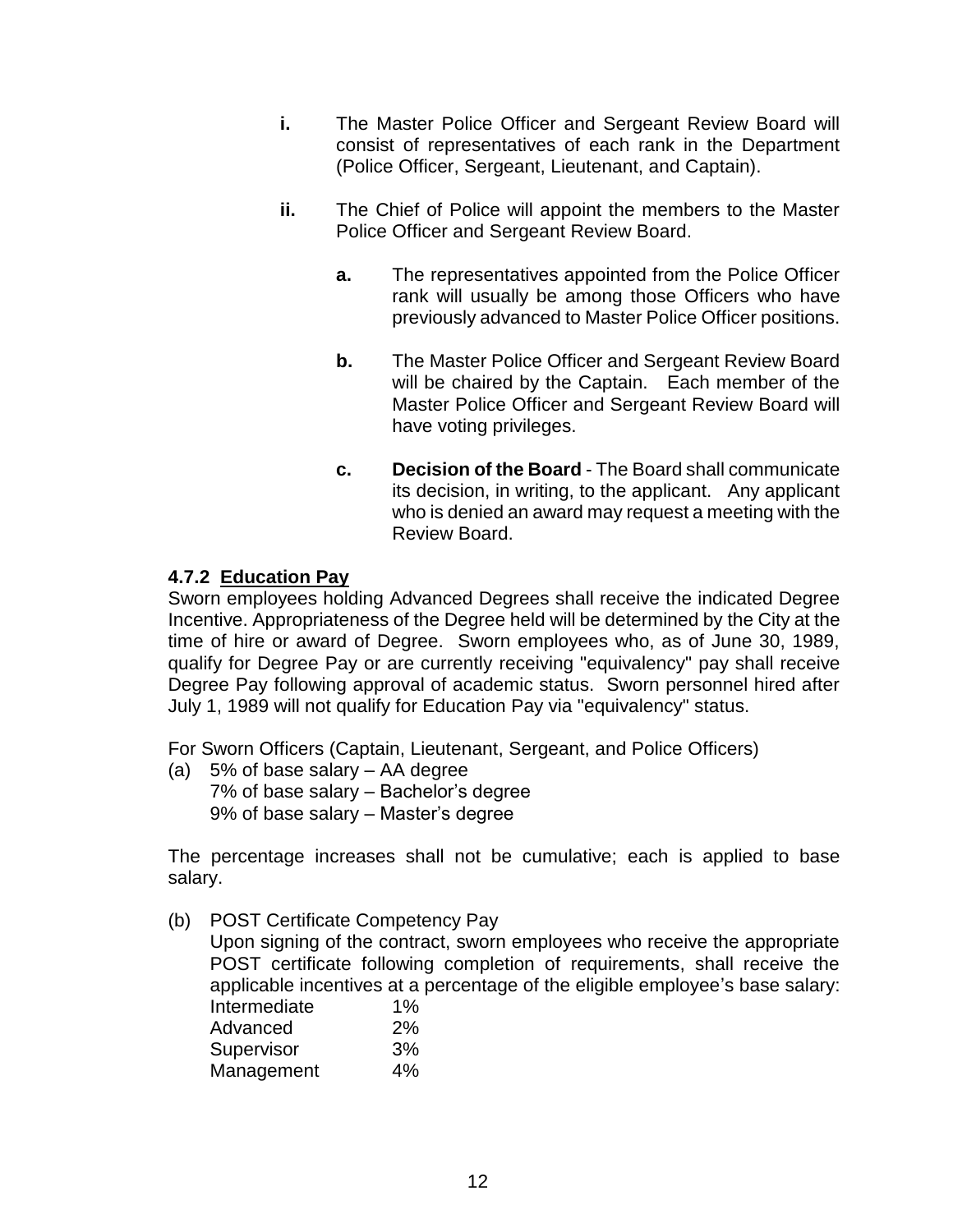- **i.** The Master Police Officer and Sergeant Review Board will consist of representatives of each rank in the Department (Police Officer, Sergeant, Lieutenant, and Captain).

- **ii.** The Chief of Police will appoint the members to the Master Police Officer and Sergeant Review Board.

  - **a.** The representatives appointed from the Police Officer rank will usually be among those Officers who have previously advanced to Master Police Officer positions.

  - **b.** The Master Police Officer and Sergeant Review Board will be chaired by the Captain. Each member of the Master Police Officer and Sergeant Review Board will have voting privileges.

  - **c.** **Decision of the Board** - The Board shall communicate its decision, in writing, to the applicant. Any applicant who is denied an award may request a meeting with the Review Board.

### 4.7.2 Education Pay

Sworn employees holding Advanced Degrees shall receive the indicated Degree Incentive. Appropriateness of the Degree held will be determined by the City at the time of hire or award of Degree. Sworn employees who, as of June 30, 1989, qualify for Degree Pay or are currently receiving "equivalency" pay shall receive Degree Pay following approval of academic status. Sworn personnel hired after July 1, 1989 will not qualify for Education Pay via "equivalency" status.

For Sworn Officers (Captain, Lieutenant, Sergeant, and Police Officers)

(a) 5% of base salary – AA degree
7% of base salary – Bachelor's degree
9% of base salary – Master's degree

The percentage increases shall not be cumulative; each is applied to base salary.

(b) POST Certificate Competency Pay
Upon signing of the contract, sworn employees who receive the appropriate POST certificate following completion of requirements, shall receive the applicable incentives at a percentage of the eligible employee's base salary:

| | |
|---|---|
| Intermediate | 1% |
| Advanced | 2% |
| Supervisor | 3% |
| Management | 4% |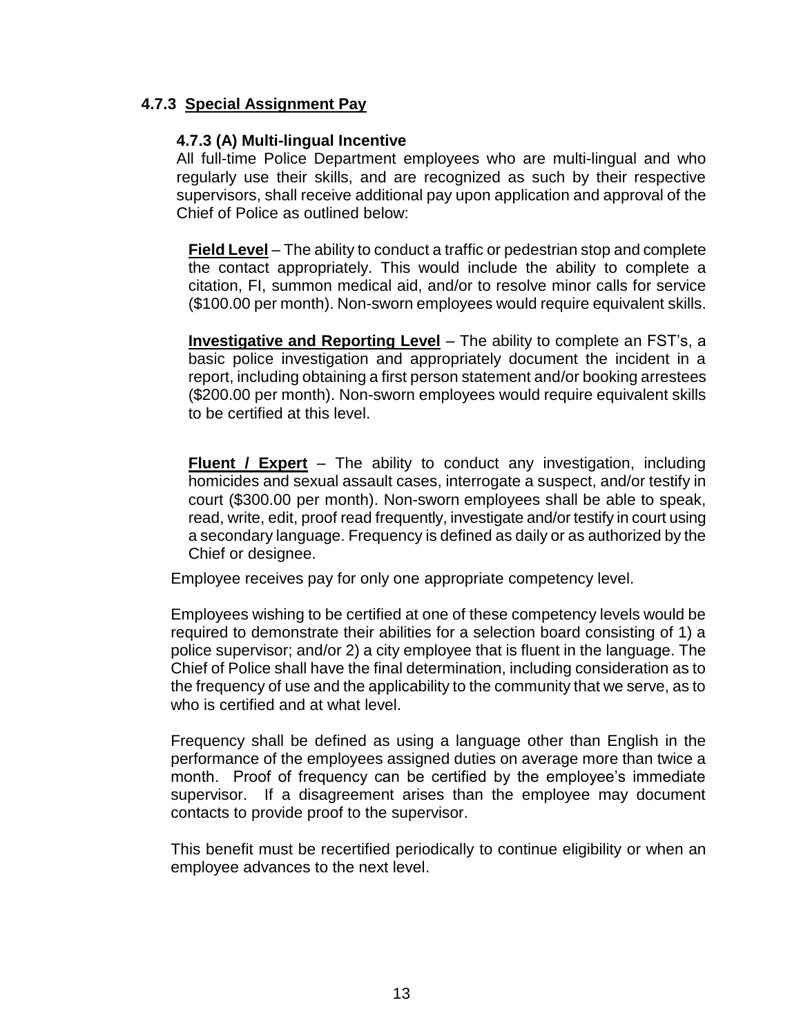### 4.7.3 <u>Special Assignment Pay</u>

#### 4.7.3 (A) Multi-lingual Incentive

All full-time Police Department employees who are multi-lingual and who regularly use their skills, and are recognized as such by their respective supervisors, shall receive additional pay upon application and approval of the Chief of Police as outlined below:

**<u>Field Level</u>** – The ability to conduct a traffic or pedestrian stop and complete the contact appropriately. This would include the ability to complete a citation, FI, summon medical aid, and/or to resolve minor calls for service ($100.00 per month). Non-sworn employees would require equivalent skills.

**<u>Investigative and Reporting Level</u>** – The ability to complete an FST's, a basic police investigation and appropriately document the incident in a report, including obtaining a first person statement and/or booking arrestees ($200.00 per month). Non-sworn employees would require equivalent skills to be certified at this level.

**<u>Fluent / Expert</u>** – The ability to conduct any investigation, including homicides and sexual assault cases, interrogate a suspect, and/or testify in court ($300.00 per month). Non-sworn employees shall be able to speak, read, write, edit, proof read frequently, investigate and/or testify in court using a secondary language. Frequency is defined as daily or as authorized by the Chief or designee.

Employee receives pay for only one appropriate competency level.

Employees wishing to be certified at one of these competency levels would be required to demonstrate their abilities for a selection board consisting of 1) a police supervisor; and/or 2) a city employee that is fluent in the language. The Chief of Police shall have the final determination, including consideration as to the frequency of use and the applicability to the community that we serve, as to who is certified and at what level.

Frequency shall be defined as using a language other than English in the performance of the employees assigned duties on average more than twice a month. Proof of frequency can be certified by the employee's immediate supervisor. If a disagreement arises than the employee may document contacts to provide proof to the supervisor.

This benefit must be recertified periodically to continue eligibility or when an employee advances to the next level.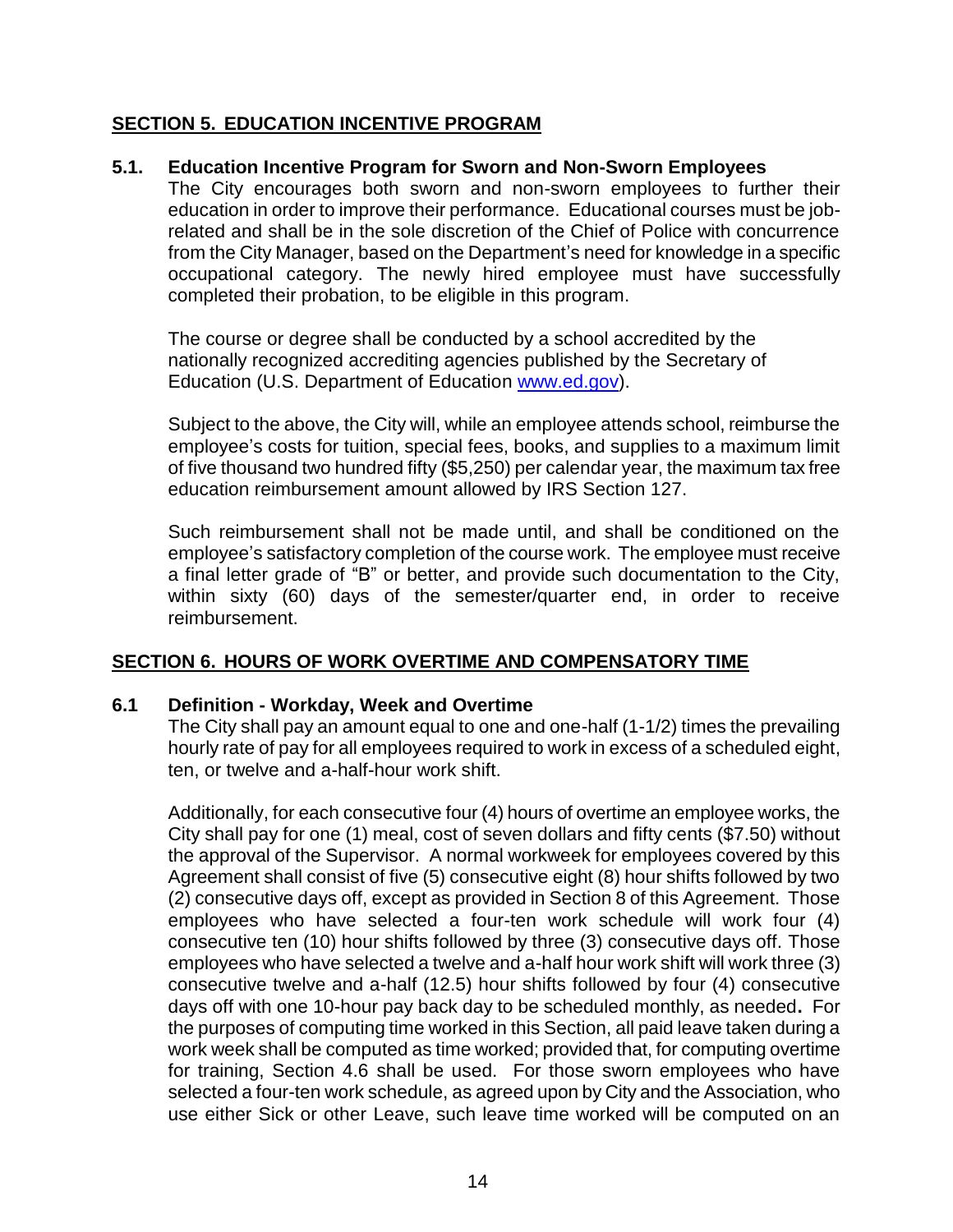## SECTION 5. EDUCATION INCENTIVE PROGRAM

### 5.1. Education Incentive Program for Sworn and Non-Sworn Employees

The City encourages both sworn and non-sworn employees to further their education in order to improve their performance. Educational courses must be job-related and shall be in the sole discretion of the Chief of Police with concurrence from the City Manager, based on the Department's need for knowledge in a specific occupational category. The newly hired employee must have successfully completed their probation, to be eligible in this program.

The course or degree shall be conducted by a school accredited by the nationally recognized accrediting agencies published by the Secretary of Education (U.S. Department of Education [www.ed.gov](http://www.ed.gov)).

Subject to the above, the City will, while an employee attends school, reimburse the employee's costs for tuition, special fees, books, and supplies to a maximum limit of five thousand two hundred fifty ($5,250) per calendar year, the maximum tax free education reimbursement amount allowed by IRS Section 127.

Such reimbursement shall not be made until, and shall be conditioned on the employee's satisfactory completion of the course work. The employee must receive a final letter grade of "B" or better, and provide such documentation to the City, within sixty (60) days of the semester/quarter end, in order to receive reimbursement.

## SECTION 6. HOURS OF WORK OVERTIME AND COMPENSATORY TIME

### 6.1 Definition - Workday, Week and Overtime

The City shall pay an amount equal to one and one-half (1-1/2) times the prevailing hourly rate of pay for all employees required to work in excess of a scheduled eight, ten, or twelve and a-half-hour work shift.

Additionally, for each consecutive four (4) hours of overtime an employee works, the City shall pay for one (1) meal, cost of seven dollars and fifty cents ($7.50) without the approval of the Supervisor. A normal workweek for employees covered by this Agreement shall consist of five (5) consecutive eight (8) hour shifts followed by two (2) consecutive days off, except as provided in Section 8 of this Agreement. Those employees who have selected a four-ten work schedule will work four (4) consecutive ten (10) hour shifts followed by three (3) consecutive days off. Those employees who have selected a twelve and a-half hour work shift will work three (3) consecutive twelve and a-half (12.5) hour shifts followed by four (4) consecutive days off with one 10-hour pay back day to be scheduled monthly, as needed. For the purposes of computing time worked in this Section, all paid leave taken during a work week shall be computed as time worked; provided that, for computing overtime for training, Section 4.6 shall be used. For those sworn employees who have selected a four-ten work schedule, as agreed upon by City and the Association, who use either Sick or other Leave, such leave time worked will be computed on an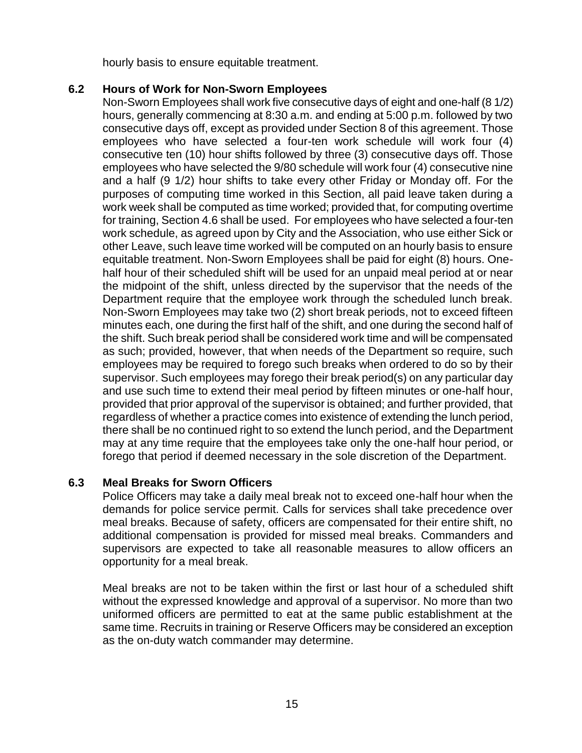hourly basis to ensure equitable treatment.

### 6.2 Hours of Work for Non-Sworn Employees

Non-Sworn Employees shall work five consecutive days of eight and one-half (8 1/2) hours, generally commencing at 8:30 a.m. and ending at 5:00 p.m. followed by two consecutive days off, except as provided under Section 8 of this agreement. Those employees who have selected a four-ten work schedule will work four (4) consecutive ten (10) hour shifts followed by three (3) consecutive days off. Those employees who have selected the 9/80 schedule will work four (4) consecutive nine and a half (9 1/2) hour shifts to take every other Friday or Monday off. For the purposes of computing time worked in this Section, all paid leave taken during a work week shall be computed as time worked; provided that, for computing overtime for training, Section 4.6 shall be used. For employees who have selected a four-ten work schedule, as agreed upon by City and the Association, who use either Sick or other Leave, such leave time worked will be computed on an hourly basis to ensure equitable treatment. Non-Sworn Employees shall be paid for eight (8) hours. One-half hour of their scheduled shift will be used for an unpaid meal period at or near the midpoint of the shift, unless directed by the supervisor that the needs of the Department require that the employee work through the scheduled lunch break. Non-Sworn Employees may take two (2) short break periods, not to exceed fifteen minutes each, one during the first half of the shift, and one during the second half of the shift. Such break period shall be considered work time and will be compensated as such; provided, however, that when needs of the Department so require, such employees may be required to forego such breaks when ordered to do so by their supervisor. Such employees may forego their break period(s) on any particular day and use such time to extend their meal period by fifteen minutes or one-half hour, provided that prior approval of the supervisor is obtained; and further provided, that regardless of whether a practice comes into existence of extending the lunch period, there shall be no continued right to so extend the lunch period, and the Department may at any time require that the employees take only the one-half hour period, or forego that period if deemed necessary in the sole discretion of the Department.

### 6.3 Meal Breaks for Sworn Officers

Police Officers may take a daily meal break not to exceed one-half hour when the demands for police service permit. Calls for services shall take precedence over meal breaks. Because of safety, officers are compensated for their entire shift, no additional compensation is provided for missed meal breaks. Commanders and supervisors are expected to take all reasonable measures to allow officers an opportunity for a meal break.

Meal breaks are not to be taken within the first or last hour of a scheduled shift without the expressed knowledge and approval of a supervisor. No more than two uniformed officers are permitted to eat at the same public establishment at the same time. Recruits in training or Reserve Officers may be considered an exception as the on-duty watch commander may determine.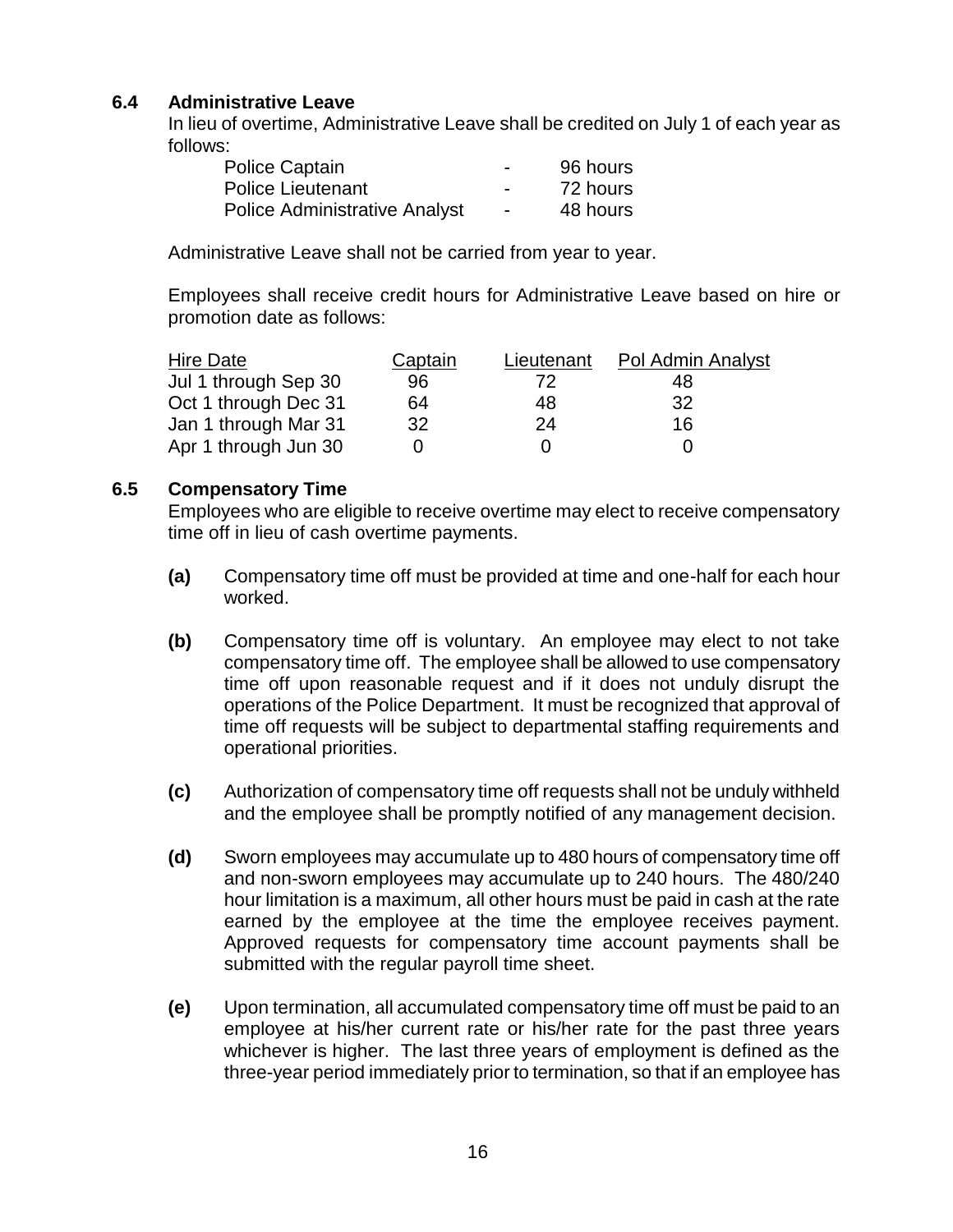### 6.4 Administrative Leave

In lieu of overtime, Administrative Leave shall be credited on July 1 of each year as follows:

| | | |
|---|---|---|
| Police Captain | - | 96 hours |
| Police Lieutenant | - | 72 hours |
| Police Administrative Analyst | - | 48 hours |

Administrative Leave shall not be carried from year to year.

Employees shall receive credit hours for Administrative Leave based on hire or promotion date as follows:

| Hire Date | Captain | Lieutenant | Pol Admin Analyst |
|---|---|---|---|
| Jul 1 through Sep 30 | 96 | 72 | 48 |
| Oct 1 through Dec 31 | 64 | 48 | 32 |
| Jan 1 through Mar 31 | 32 | 24 | 16 |
| Apr 1 through Jun 30 | 0 | 0 | 0 |

### 6.5 Compensatory Time

Employees who are eligible to receive overtime may elect to receive compensatory time off in lieu of cash overtime payments.

**(a)** Compensatory time off must be provided at time and one-half for each hour worked.

**(b)** Compensatory time off is voluntary. An employee may elect to not take compensatory time off. The employee shall be allowed to use compensatory time off upon reasonable request and if it does not unduly disrupt the operations of the Police Department. It must be recognized that approval of time off requests will be subject to departmental staffing requirements and operational priorities.

**(c)** Authorization of compensatory time off requests shall not be unduly withheld and the employee shall be promptly notified of any management decision.

**(d)** Sworn employees may accumulate up to 480 hours of compensatory time off and non-sworn employees may accumulate up to 240 hours. The 480/240 hour limitation is a maximum, all other hours must be paid in cash at the rate earned by the employee at the time the employee receives payment. Approved requests for compensatory time account payments shall be submitted with the regular payroll time sheet.

**(e)** Upon termination, all accumulated compensatory time off must be paid to an employee at his/her current rate or his/her rate for the past three years whichever is higher. The last three years of employment is defined as the three-year period immediately prior to termination, so that if an employee has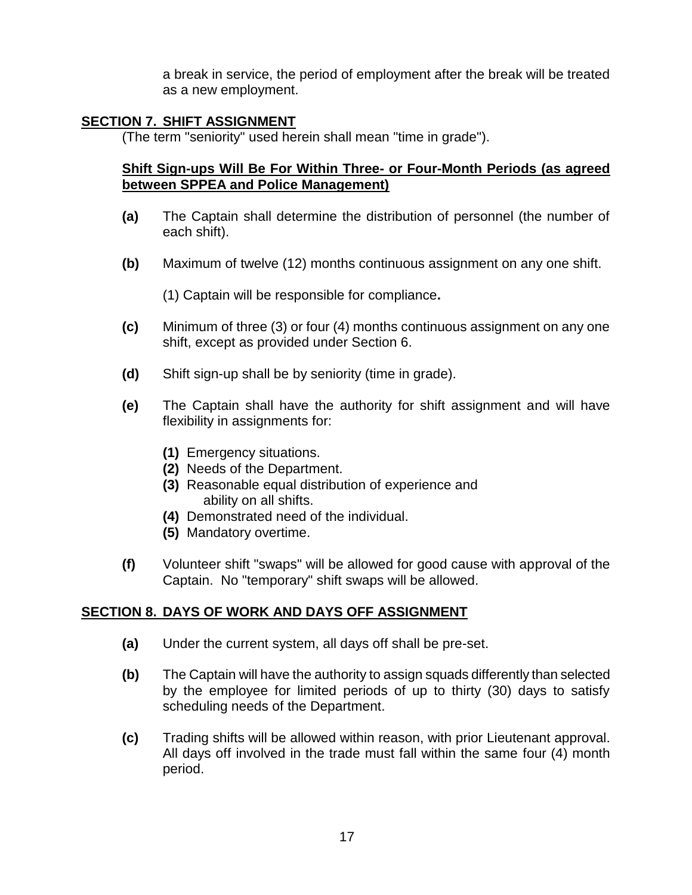a break in service, the period of employment after the break will be treated as a new employment.

## SECTION 7. SHIFT ASSIGNMENT

(The term "seniority" used herein shall mean "time in grade").

**Shift Sign-ups Will Be For Within Three- or Four-Month Periods (as agreed between SPPEA and Police Management)**

**(a)** The Captain shall determine the distribution of personnel (the number of each shift).

**(b)** Maximum of twelve (12) months continuous assignment on any one shift.

(1) Captain will be responsible for compliance**.**

**(c)** Minimum of three (3) or four (4) months continuous assignment on any one shift, except as provided under Section 6.

**(d)** Shift sign-up shall be by seniority (time in grade).

**(e)** The Captain shall have the authority for shift assignment and will have flexibility in assignments for:

- **(1)** Emergency situations.
- **(2)** Needs of the Department.
- **(3)** Reasonable equal distribution of experience and ability on all shifts.
- **(4)** Demonstrated need of the individual.
- **(5)** Mandatory overtime.

**(f)** Volunteer shift "swaps" will be allowed for good cause with approval of the Captain. No "temporary" shift swaps will be allowed.

## SECTION 8. DAYS OF WORK AND DAYS OFF ASSIGNMENT

**(a)** Under the current system, all days off shall be pre-set.

**(b)** The Captain will have the authority to assign squads differently than selected by the employee for limited periods of up to thirty (30) days to satisfy scheduling needs of the Department.

**(c)** Trading shifts will be allowed within reason, with prior Lieutenant approval. All days off involved in the trade must fall within the same four (4) month period.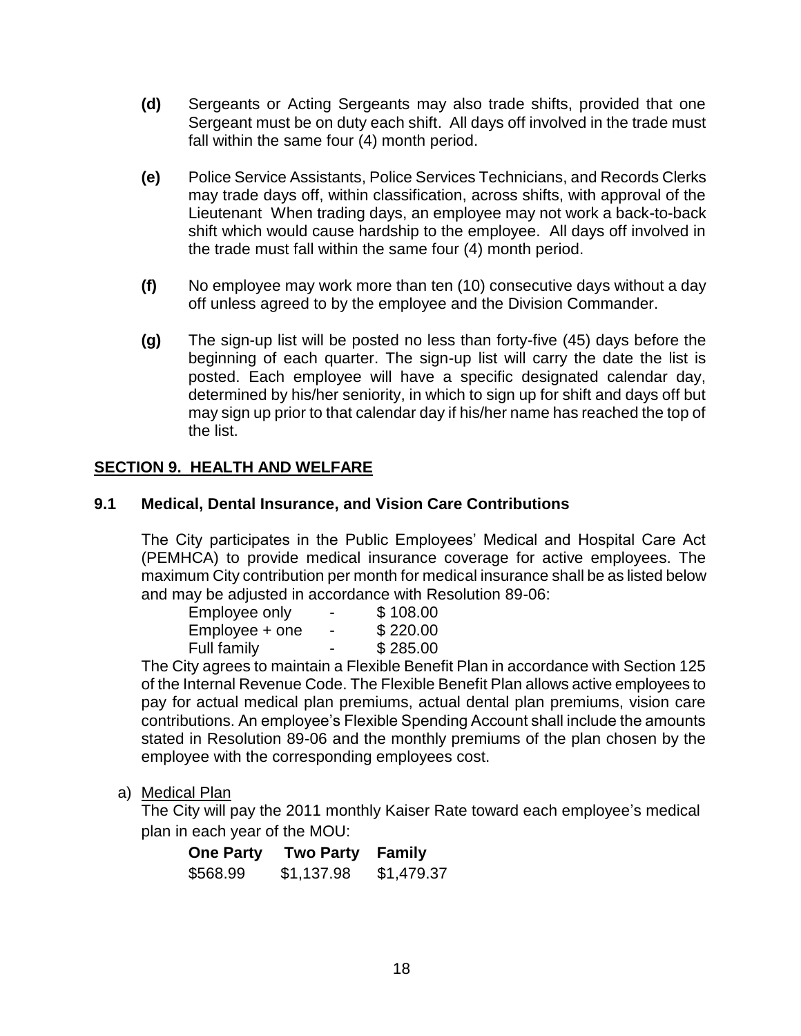**(d)** Sergeants or Acting Sergeants may also trade shifts, provided that one Sergeant must be on duty each shift. All days off involved in the trade must fall within the same four (4) month period.

**(e)** Police Service Assistants, Police Services Technicians, and Records Clerks may trade days off, within classification, across shifts, with approval of the Lieutenant When trading days, an employee may not work a back-to-back shift which would cause hardship to the employee. All days off involved in the trade must fall within the same four (4) month period.

**(f)** No employee may work more than ten (10) consecutive days without a day off unless agreed to by the employee and the Division Commander.

**(g)** The sign-up list will be posted no less than forty-five (45) days before the beginning of each quarter. The sign-up list will carry the date the list is posted. Each employee will have a specific designated calendar day, determined by his/her seniority, in which to sign up for shift and days off but may sign up prior to that calendar day if his/her name has reached the top of the list.

## SECTION 9. HEALTH AND WELFARE

### 9.1 Medical, Dental Insurance, and Vision Care Contributions

The City participates in the Public Employees' Medical and Hospital Care Act (PEMHCA) to provide medical insurance coverage for active employees. The maximum City contribution per month for medical insurance shall be as listed below and may be adjusted in accordance with Resolution 89-06:

| | | |
|---|---|---|
| Employee only | - | $ 108.00 |
| Employee + one | - | $ 220.00 |
| Full family | - | $ 285.00 |

The City agrees to maintain a Flexible Benefit Plan in accordance with Section 125 of the Internal Revenue Code. The Flexible Benefit Plan allows active employees to pay for actual medical plan premiums, actual dental plan premiums, vision care contributions. An employee's Flexible Spending Account shall include the amounts stated in Resolution 89-06 and the monthly premiums of the plan chosen by the employee with the corresponding employees cost.

a) Medical Plan

The City will pay the 2011 monthly Kaiser Rate toward each employee's medical plan in each year of the MOU:

| One Party | Two Party | Family |
|---|---|---|
| $568.99 | $1,137.98 | $1,479.37 |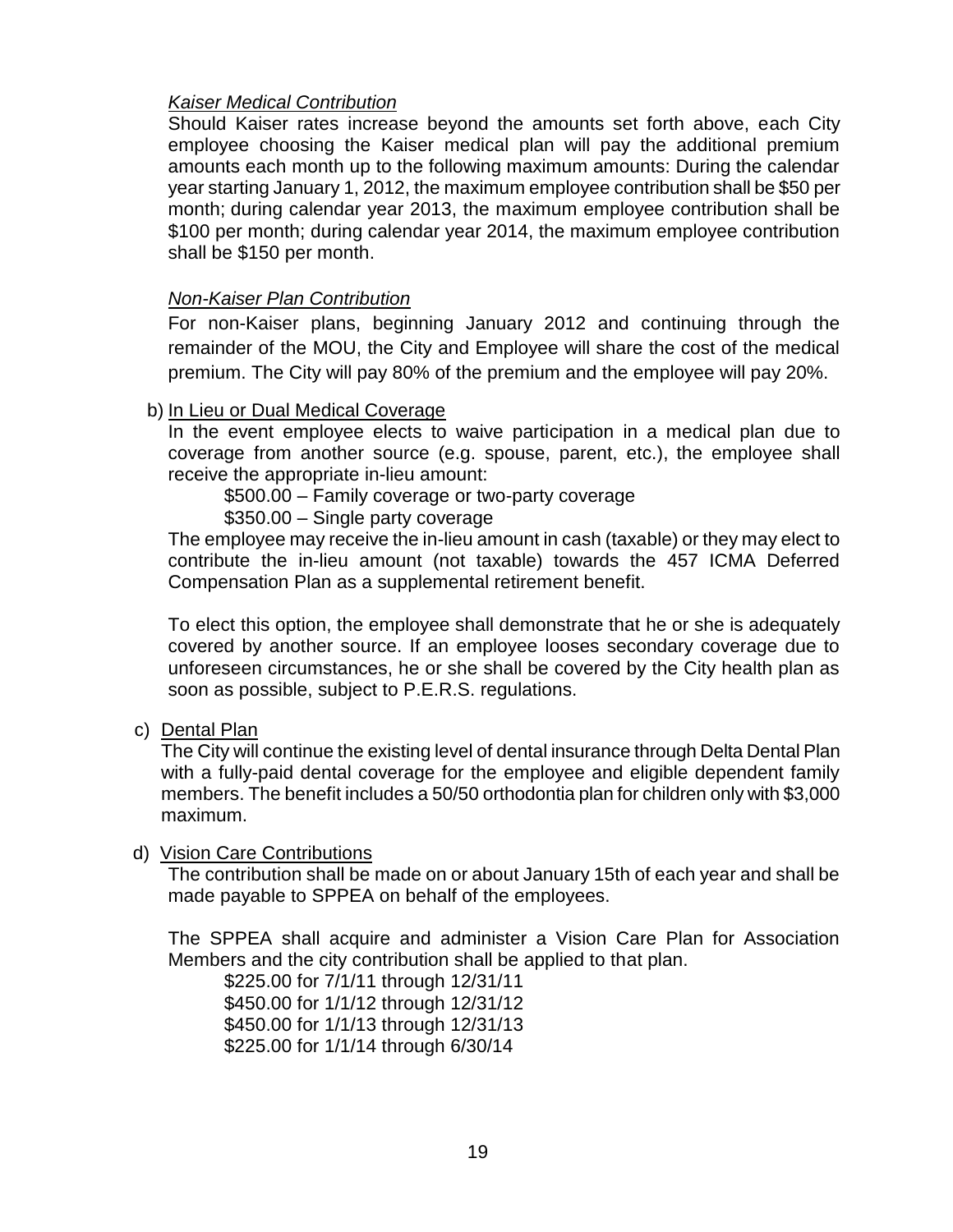*Kaiser Medical Contribution*

Should Kaiser rates increase beyond the amounts set forth above, each City employee choosing the Kaiser medical plan will pay the additional premium amounts each month up to the following maximum amounts: During the calendar year starting January 1, 2012, the maximum employee contribution shall be $50 per month; during calendar year 2013, the maximum employee contribution shall be $100 per month; during calendar year 2014, the maximum employee contribution shall be $150 per month.

*Non-Kaiser Plan Contribution*

For non-Kaiser plans, beginning January 2012 and continuing through the remainder of the MOU, the City and Employee will share the cost of the medical premium. The City will pay 80% of the premium and the employee will pay 20%.

b) In Lieu or Dual Medical Coverage

In the event employee elects to waive participation in a medical plan due to coverage from another source (e.g. spouse, parent, etc.), the employee shall receive the appropriate in-lieu amount:

$500.00 – Family coverage or two-party coverage
$350.00 – Single party coverage

The employee may receive the in-lieu amount in cash (taxable) or they may elect to contribute the in-lieu amount (not taxable) towards the 457 ICMA Deferred Compensation Plan as a supplemental retirement benefit.

To elect this option, the employee shall demonstrate that he or she is adequately covered by another source. If an employee looses secondary coverage due to unforeseen circumstances, he or she shall be covered by the City health plan as soon as possible, subject to P.E.R.S. regulations.

c) Dental Plan

The City will continue the existing level of dental insurance through Delta Dental Plan with a fully-paid dental coverage for the employee and eligible dependent family members. The benefit includes a 50/50 orthodontia plan for children only with $3,000 maximum.

d) Vision Care Contributions

The contribution shall be made on or about January 15th of each year and shall be made payable to SPPEA on behalf of the employees.

The SPPEA shall acquire and administer a Vision Care Plan for Association Members and the city contribution shall be applied to that plan.

$225.00 for 7/1/11 through 12/31/11
$450.00 for 1/1/12 through 12/31/12
$450.00 for 1/1/13 through 12/31/13
$225.00 for 1/1/14 through 6/30/14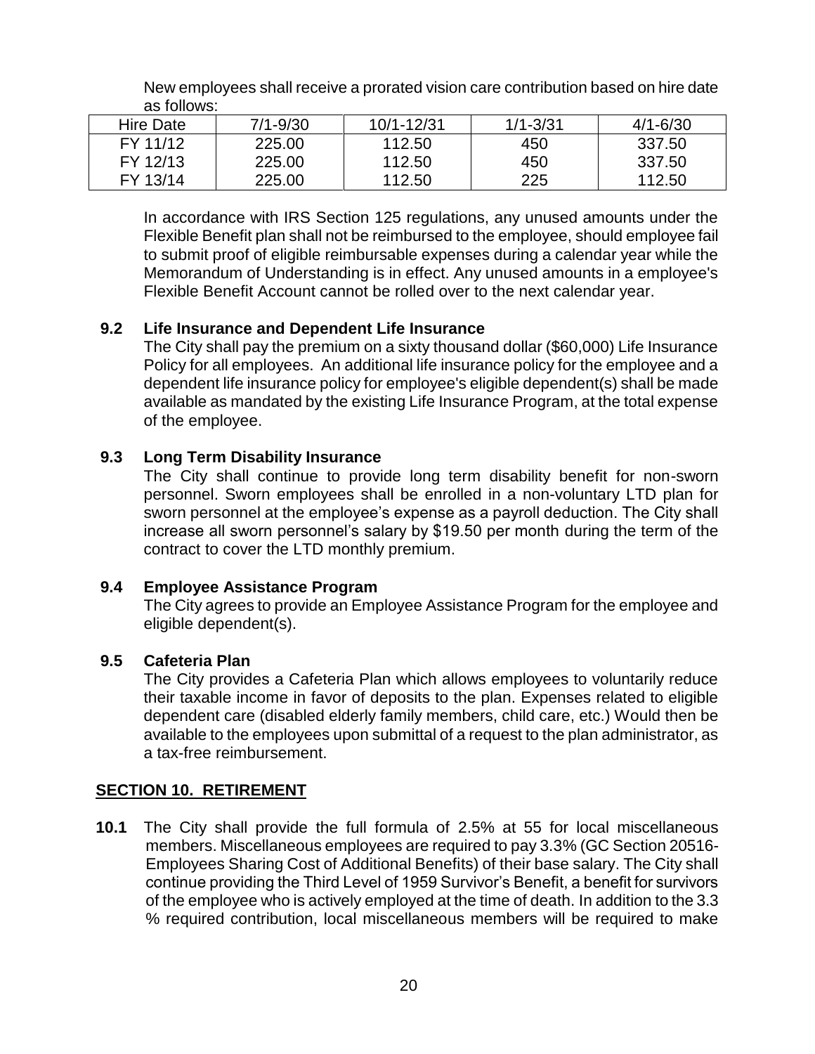New employees shall receive a prorated vision care contribution based on hire date as follows:

| Hire Date | 7/1-9/30 | 10/1-12/31 | 1/1-3/31 | 4/1-6/30 |
| --- | --- | --- | --- | --- |
| FY 11/12 | 225.00 | 112.50 | 450 | 337.50 |
| FY 12/13 | 225.00 | 112.50 | 450 | 337.50 |
| FY 13/14 | 225.00 | 112.50 | 225 | 112.50 |

In accordance with IRS Section 125 regulations, any unused amounts under the Flexible Benefit plan shall not be reimbursed to the employee, should employee fail to submit proof of eligible reimbursable expenses during a calendar year while the Memorandum of Understanding is in effect. Any unused amounts in a employee's Flexible Benefit Account cannot be rolled over to the next calendar year.

### 9.2 Life Insurance and Dependent Life Insurance

The City shall pay the premium on a sixty thousand dollar ($60,000) Life Insurance Policy for all employees. An additional life insurance policy for the employee and a dependent life insurance policy for employee's eligible dependent(s) shall be made available as mandated by the existing Life Insurance Program, at the total expense of the employee.

### 9.3 Long Term Disability Insurance

The City shall continue to provide long term disability benefit for non-sworn personnel. Sworn employees shall be enrolled in a non-voluntary LTD plan for sworn personnel at the employee's expense as a payroll deduction. The City shall increase all sworn personnel's salary by $19.50 per month during the term of the contract to cover the LTD monthly premium.

### 9.4 Employee Assistance Program

The City agrees to provide an Employee Assistance Program for the employee and eligible dependent(s).

### 9.5 Cafeteria Plan

The City provides a Cafeteria Plan which allows employees to voluntarily reduce their taxable income in favor of deposits to the plan. Expenses related to eligible dependent care (disabled elderly family members, child care, etc.) Would then be available to the employees upon submittal of a request to the plan administrator, as a tax-free reimbursement.

## SECTION 10. RETIREMENT

**10.1** The City shall provide the full formula of 2.5% at 55 for local miscellaneous members. Miscellaneous employees are required to pay 3.3% (GC Section 20516- Employees Sharing Cost of Additional Benefits) of their base salary. The City shall continue providing the Third Level of 1959 Survivor's Benefit, a benefit for survivors of the employee who is actively employed at the time of death. In addition to the 3.3 % required contribution, local miscellaneous members will be required to make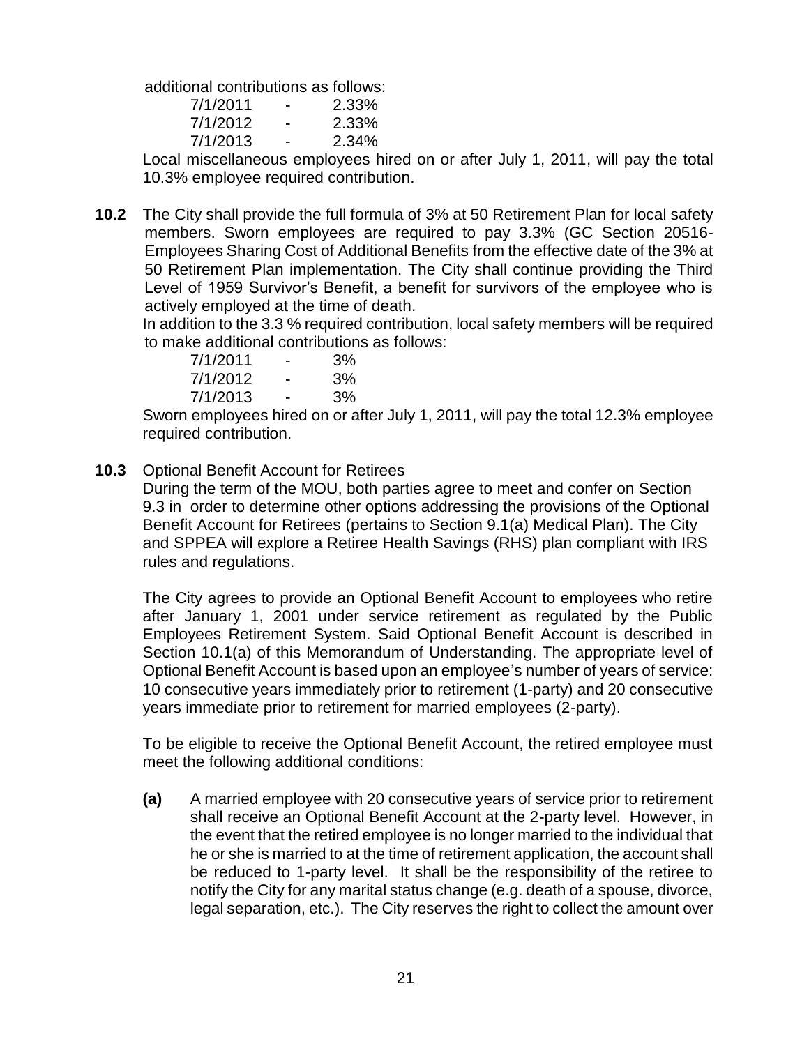additional contributions as follows:

7/1/2011 - 2.33%
7/1/2012 - 2.33%
7/1/2013 - 2.34%

Local miscellaneous employees hired on or after July 1, 2011, will pay the total 10.3% employee required contribution.

**10.2** The City shall provide the full formula of 3% at 50 Retirement Plan for local safety members. Sworn employees are required to pay 3.3% (GC Section 20516-Employees Sharing Cost of Additional Benefits from the effective date of the 3% at 50 Retirement Plan implementation. The City shall continue providing the Third Level of 1959 Survivor's Benefit, a benefit for survivors of the employee who is actively employed at the time of death.

In addition to the 3.3 % required contribution, local safety members will be required to make additional contributions as follows:

7/1/2011 - 3%
7/1/2012 - 3%
7/1/2013 - 3%

Sworn employees hired on or after July 1, 2011, will pay the total 12.3% employee required contribution.

**10.3** Optional Benefit Account for Retirees

During the term of the MOU, both parties agree to meet and confer on Section 9.3 in order to determine other options addressing the provisions of the Optional Benefit Account for Retirees (pertains to Section 9.1(a) Medical Plan). The City and SPPEA will explore a Retiree Health Savings (RHS) plan compliant with IRS rules and regulations.

The City agrees to provide an Optional Benefit Account to employees who retire after January 1, 2001 under service retirement as regulated by the Public Employees Retirement System. Said Optional Benefit Account is described in Section 10.1(a) of this Memorandum of Understanding. The appropriate level of Optional Benefit Account is based upon an employee's number of years of service: 10 consecutive years immediately prior to retirement (1-party) and 20 consecutive years immediate prior to retirement for married employees (2-party).

To be eligible to receive the Optional Benefit Account, the retired employee must meet the following additional conditions:

**(a)** A married employee with 20 consecutive years of service prior to retirement shall receive an Optional Benefit Account at the 2-party level. However, in the event that the retired employee is no longer married to the individual that he or she is married to at the time of retirement application, the account shall be reduced to 1-party level. It shall be the responsibility of the retiree to notify the City for any marital status change (e.g. death of a spouse, divorce, legal separation, etc.). The City reserves the right to collect the amount over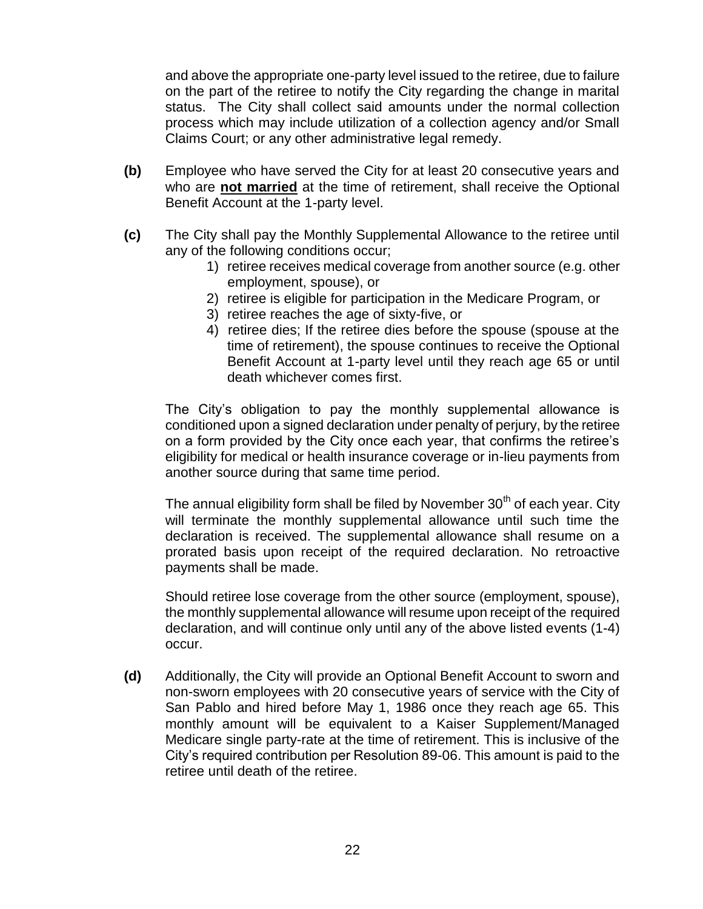and above the appropriate one-party level issued to the retiree, due to failure on the part of the retiree to notify the City regarding the change in marital status. The City shall collect said amounts under the normal collection process which may include utilization of a collection agency and/or Small Claims Court; or any other administrative legal remedy.

**(b)** Employee who have served the City for at least 20 consecutive years and who are **not married** at the time of retirement, shall receive the Optional Benefit Account at the 1-party level.

**(c)** The City shall pay the Monthly Supplemental Allowance to the retiree until any of the following conditions occur;

1) retiree receives medical coverage from another source (e.g. other employment, spouse), or
2) retiree is eligible for participation in the Medicare Program, or
3) retiree reaches the age of sixty-five, or
4) retiree dies; If the retiree dies before the spouse (spouse at the time of retirement), the spouse continues to receive the Optional Benefit Account at 1-party level until they reach age 65 or until death whichever comes first.

The City's obligation to pay the monthly supplemental allowance is conditioned upon a signed declaration under penalty of perjury, by the retiree on a form provided by the City once each year, that confirms the retiree's eligibility for medical or health insurance coverage or in-lieu payments from another source during that same time period.

The annual eligibility form shall be filed by November 30th of each year. City will terminate the monthly supplemental allowance until such time the declaration is received. The supplemental allowance shall resume on a prorated basis upon receipt of the required declaration. No retroactive payments shall be made.

Should retiree lose coverage from the other source (employment, spouse), the monthly supplemental allowance will resume upon receipt of the required declaration, and will continue only until any of the above listed events (1-4) occur.

**(d)** Additionally, the City will provide an Optional Benefit Account to sworn and non-sworn employees with 20 consecutive years of service with the City of San Pablo and hired before May 1, 1986 once they reach age 65. This monthly amount will be equivalent to a Kaiser Supplement/Managed Medicare single party-rate at the time of retirement. This is inclusive of the City's required contribution per Resolution 89-06. This amount is paid to the retiree until death of the retiree.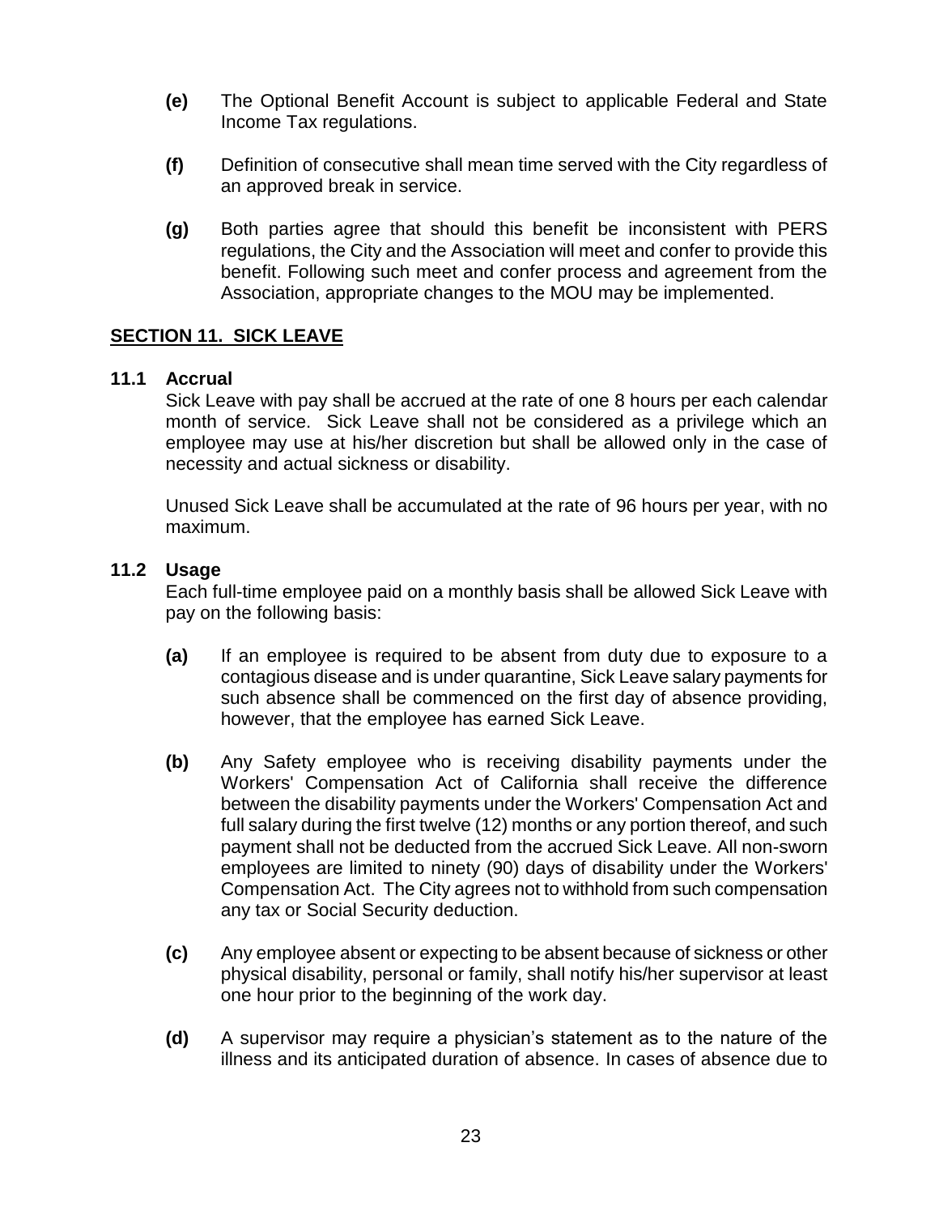**(e)** The Optional Benefit Account is subject to applicable Federal and State Income Tax regulations.

**(f)** Definition of consecutive shall mean time served with the City regardless of an approved break in service.

**(g)** Both parties agree that should this benefit be inconsistent with PERS regulations, the City and the Association will meet and confer to provide this benefit. Following such meet and confer process and agreement from the Association, appropriate changes to the MOU may be implemented.

## SECTION 11. SICK LEAVE

### 11.1 Accrual

Sick Leave with pay shall be accrued at the rate of one 8 hours per each calendar month of service. Sick Leave shall not be considered as a privilege which an employee may use at his/her discretion but shall be allowed only in the case of necessity and actual sickness or disability.

Unused Sick Leave shall be accumulated at the rate of 96 hours per year, with no maximum.

### 11.2 Usage

Each full-time employee paid on a monthly basis shall be allowed Sick Leave with pay on the following basis:

**(a)** If an employee is required to be absent from duty due to exposure to a contagious disease and is under quarantine, Sick Leave salary payments for such absence shall be commenced on the first day of absence providing, however, that the employee has earned Sick Leave.

**(b)** Any Safety employee who is receiving disability payments under the Workers' Compensation Act of California shall receive the difference between the disability payments under the Workers' Compensation Act and full salary during the first twelve (12) months or any portion thereof, and such payment shall not be deducted from the accrued Sick Leave. All non-sworn employees are limited to ninety (90) days of disability under the Workers' Compensation Act. The City agrees not to withhold from such compensation any tax or Social Security deduction.

**(c)** Any employee absent or expecting to be absent because of sickness or other physical disability, personal or family, shall notify his/her supervisor at least one hour prior to the beginning of the work day.

**(d)** A supervisor may require a physician's statement as to the nature of the illness and its anticipated duration of absence. In cases of absence due to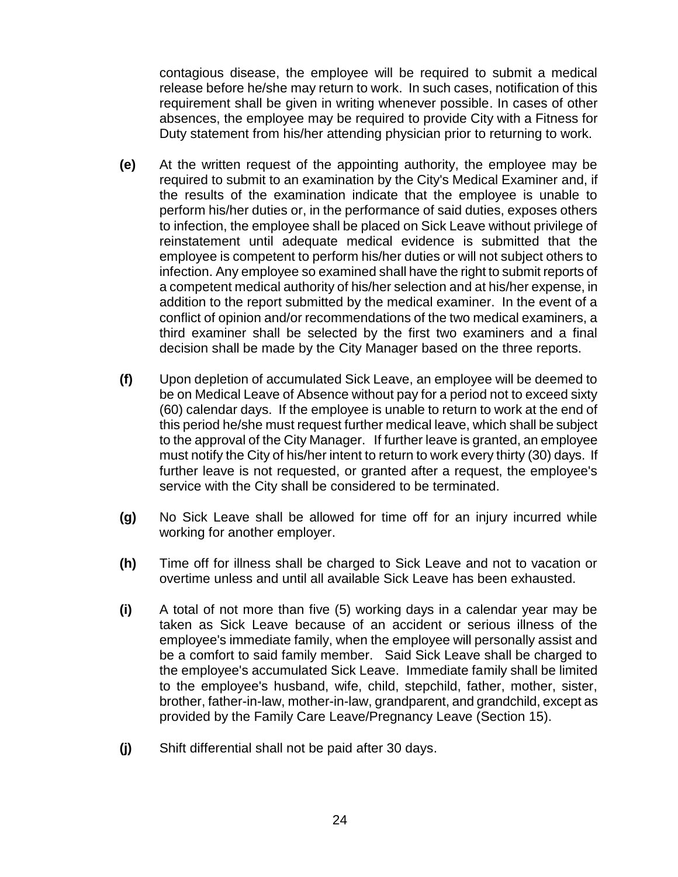contagious disease, the employee will be required to submit a medical release before he/she may return to work. In such cases, notification of this requirement shall be given in writing whenever possible. In cases of other absences, the employee may be required to provide City with a Fitness for Duty statement from his/her attending physician prior to returning to work.

**(e)** At the written request of the appointing authority, the employee may be required to submit to an examination by the City's Medical Examiner and, if the results of the examination indicate that the employee is unable to perform his/her duties or, in the performance of said duties, exposes others to infection, the employee shall be placed on Sick Leave without privilege of reinstatement until adequate medical evidence is submitted that the employee is competent to perform his/her duties or will not subject others to infection. Any employee so examined shall have the right to submit reports of a competent medical authority of his/her selection and at his/her expense, in addition to the report submitted by the medical examiner. In the event of a conflict of opinion and/or recommendations of the two medical examiners, a third examiner shall be selected by the first two examiners and a final decision shall be made by the City Manager based on the three reports.

**(f)** Upon depletion of accumulated Sick Leave, an employee will be deemed to be on Medical Leave of Absence without pay for a period not to exceed sixty (60) calendar days. If the employee is unable to return to work at the end of this period he/she must request further medical leave, which shall be subject to the approval of the City Manager. If further leave is granted, an employee must notify the City of his/her intent to return to work every thirty (30) days. If further leave is not requested, or granted after a request, the employee's service with the City shall be considered to be terminated.

**(g)** No Sick Leave shall be allowed for time off for an injury incurred while working for another employer.

**(h)** Time off for illness shall be charged to Sick Leave and not to vacation or overtime unless and until all available Sick Leave has been exhausted.

**(i)** A total of not more than five (5) working days in a calendar year may be taken as Sick Leave because of an accident or serious illness of the employee's immediate family, when the employee will personally assist and be a comfort to said family member. Said Sick Leave shall be charged to the employee's accumulated Sick Leave. Immediate family shall be limited to the employee's husband, wife, child, stepchild, father, mother, sister, brother, father-in-law, mother-in-law, grandparent, and grandchild, except as provided by the Family Care Leave/Pregnancy Leave (Section 15).

**(j)** Shift differential shall not be paid after 30 days.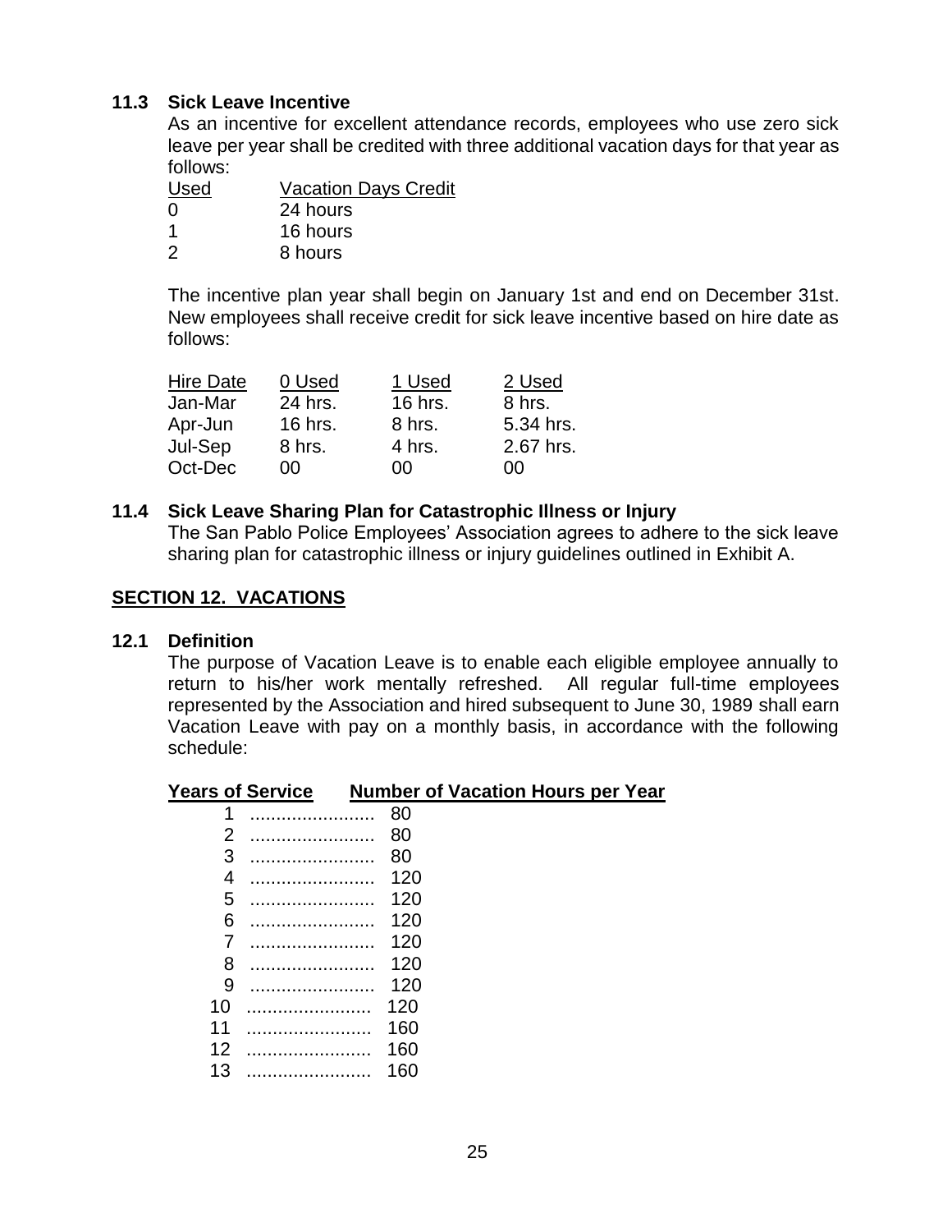### 11.3 Sick Leave Incentive

As an incentive for excellent attendance records, employees who use zero sick leave per year shall be credited with three additional vacation days for that year as follows:

| Used | Vacation Days Credit |
|---|---|
| 0 | 24 hours |
| 1 | 16 hours |
| 2 | 8 hours |

The incentive plan year shall begin on January 1st and end on December 31st. New employees shall receive credit for sick leave incentive based on hire date as follows:

| Hire Date | 0 Used | 1 Used | 2 Used |
|---|---|---|---|
| Jan-Mar | 24 hrs. | 16 hrs. | 8 hrs. |
| Apr-Jun | 16 hrs. | 8 hrs. | 5.34 hrs. |
| Jul-Sep | 8 hrs. | 4 hrs. | 2.67 hrs. |
| Oct-Dec | 00 | 00 | 00 |

### 11.4 Sick Leave Sharing Plan for Catastrophic Illness or Injury

The San Pablo Police Employees' Association agrees to adhere to the sick leave sharing plan for catastrophic illness or injury guidelines outlined in Exhibit A.

## SECTION 12. VACATIONS

### 12.1 Definition

The purpose of Vacation Leave is to enable each eligible employee annually to return to his/her work mentally refreshed. All regular full-time employees represented by the Association and hired subsequent to June 30, 1989 shall earn Vacation Leave with pay on a monthly basis, in accordance with the following schedule:

| Years of Service | Number of Vacation Hours per Year |
|---|---|
| 1 | 80 |
| 2 | 80 |
| 3 | 80 |
| 4 | 120 |
| 5 | 120 |
| 6 | 120 |
| 7 | 120 |
| 8 | 120 |
| 9 | 120 |
| 10 | 120 |
| 11 | 160 |
| 12 | 160 |
| 13 | 160 |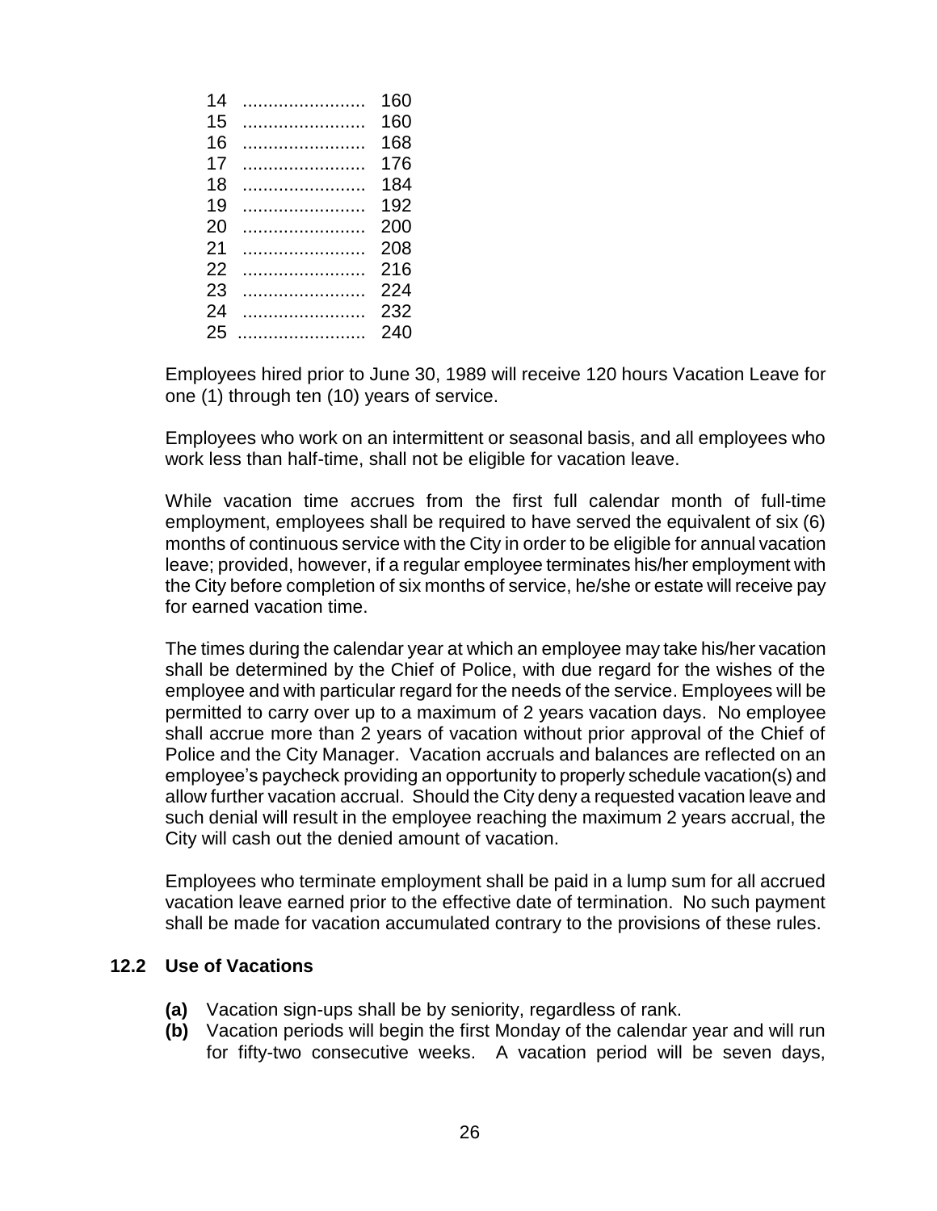| | |
|---|---|
| 14 | 160 |
| 15 | 160 |
| 16 | 168 |
| 17 | 176 |
| 18 | 184 |
| 19 | 192 |
| 20 | 200 |
| 21 | 208 |
| 22 | 216 |
| 23 | 224 |
| 24 | 232 |
| 25 | 240 |

Employees hired prior to June 30, 1989 will receive 120 hours Vacation Leave for one (1) through ten (10) years of service.

Employees who work on an intermittent or seasonal basis, and all employees who work less than half-time, shall not be eligible for vacation leave.

While vacation time accrues from the first full calendar month of full-time employment, employees shall be required to have served the equivalent of six (6) months of continuous service with the City in order to be eligible for annual vacation leave; provided, however, if a regular employee terminates his/her employment with the City before completion of six months of service, he/she or estate will receive pay for earned vacation time.

The times during the calendar year at which an employee may take his/her vacation shall be determined by the Chief of Police, with due regard for the wishes of the employee and with particular regard for the needs of the service. Employees will be permitted to carry over up to a maximum of 2 years vacation days. No employee shall accrue more than 2 years of vacation without prior approval of the Chief of Police and the City Manager. Vacation accruals and balances are reflected on an employee's paycheck providing an opportunity to properly schedule vacation(s) and allow further vacation accrual. Should the City deny a requested vacation leave and such denial will result in the employee reaching the maximum 2 years accrual, the City will cash out the denied amount of vacation.

Employees who terminate employment shall be paid in a lump sum for all accrued vacation leave earned prior to the effective date of termination. No such payment shall be made for vacation accumulated contrary to the provisions of these rules.

### 12.2 Use of Vacations

**(a)** Vacation sign-ups shall be by seniority, regardless of rank.

**(b)** Vacation periods will begin the first Monday of the calendar year and will run for fifty-two consecutive weeks. A vacation period will be seven days,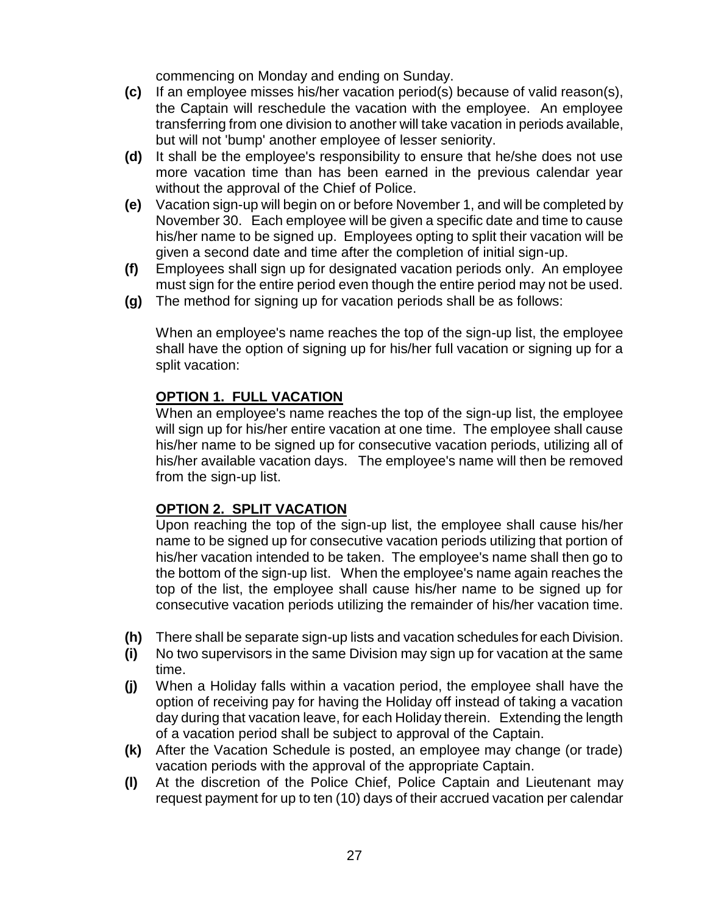commencing on Monday and ending on Sunday.

**(c)** If an employee misses his/her vacation period(s) because of valid reason(s), the Captain will reschedule the vacation with the employee. An employee transferring from one division to another will take vacation in periods available, but will not 'bump' another employee of lesser seniority.

**(d)** It shall be the employee's responsibility to ensure that he/she does not use more vacation time than has been earned in the previous calendar year without the approval of the Chief of Police.

**(e)** Vacation sign-up will begin on or before November 1, and will be completed by November 30. Each employee will be given a specific date and time to cause his/her name to be signed up. Employees opting to split their vacation will be given a second date and time after the completion of initial sign-up.

**(f)** Employees shall sign up for designated vacation periods only. An employee must sign for the entire period even though the entire period may not be used.

**(g)** The method for signing up for vacation periods shall be as follows:

When an employee's name reaches the top of the sign-up list, the employee shall have the option of signing up for his/her full vacation or signing up for a split vacation:

**OPTION 1. FULL VACATION**

When an employee's name reaches the top of the sign-up list, the employee will sign up for his/her entire vacation at one time. The employee shall cause his/her name to be signed up for consecutive vacation periods, utilizing all of his/her available vacation days. The employee's name will then be removed from the sign-up list.

**OPTION 2. SPLIT VACATION**

Upon reaching the top of the sign-up list, the employee shall cause his/her name to be signed up for consecutive vacation periods utilizing that portion of his/her vacation intended to be taken. The employee's name shall then go to the bottom of the sign-up list. When the employee's name again reaches the top of the list, the employee shall cause his/her name to be signed up for consecutive vacation periods utilizing the remainder of his/her vacation time.

**(h)** There shall be separate sign-up lists and vacation schedules for each Division.

**(i)** No two supervisors in the same Division may sign up for vacation at the same time.

**(j)** When a Holiday falls within a vacation period, the employee shall have the option of receiving pay for having the Holiday off instead of taking a vacation day during that vacation leave, for each Holiday therein. Extending the length of a vacation period shall be subject to approval of the Captain.

**(k)** After the Vacation Schedule is posted, an employee may change (or trade) vacation periods with the approval of the appropriate Captain.

**(l)** At the discretion of the Police Chief, Police Captain and Lieutenant may request payment for up to ten (10) days of their accrued vacation per calendar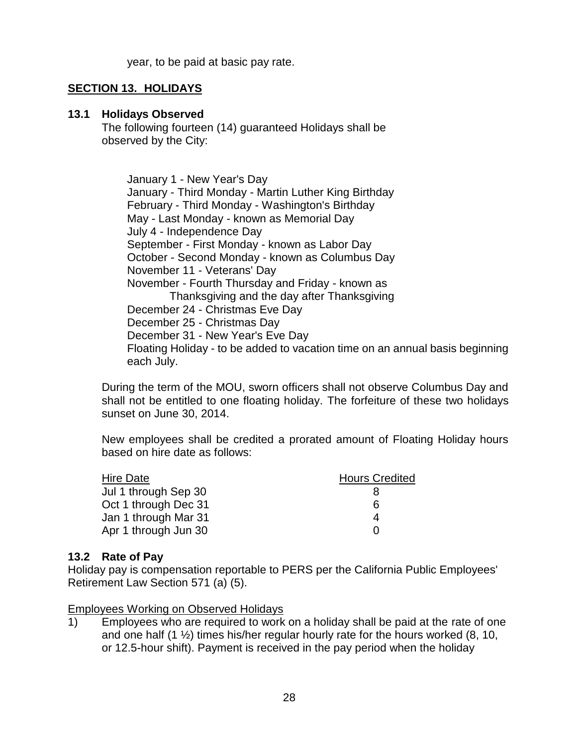year, to be paid at basic pay rate.

## SECTION 13. HOLIDAYS

### 13.1 Holidays Observed

The following fourteen (14) guaranteed Holidays shall be observed by the City:

January 1 - New Year's Day
January - Third Monday - Martin Luther King Birthday
February - Third Monday - Washington's Birthday
May - Last Monday - known as Memorial Day
July 4 - Independence Day
September - First Monday - known as Labor Day
October - Second Monday - known as Columbus Day
November 11 - Veterans' Day
November - Fourth Thursday and Friday - known as
Thanksgiving and the day after Thanksgiving
December 24 - Christmas Eve Day
December 25 - Christmas Day
December 31 - New Year's Eve Day
Floating Holiday - to be added to vacation time on an annual basis beginning each July.

During the term of the MOU, sworn officers shall not observe Columbus Day and shall not be entitled to one floating holiday. The forfeiture of these two holidays sunset on June 30, 2014.

New employees shall be credited a prorated amount of Floating Holiday hours based on hire date as follows:

| Hire Date | Hours Credited |
|---|---|
| Jul 1 through Sep 30 | 8 |
| Oct 1 through Dec 31 | 6 |
| Jan 1 through Mar 31 | 4 |
| Apr 1 through Jun 30 | 0 |

### 13.2 Rate of Pay

Holiday pay is compensation reportable to PERS per the California Public Employees' Retirement Law Section 571 (a) (5).

Employees Working on Observed Holidays

1) Employees who are required to work on a holiday shall be paid at the rate of one and one half (1 ½) times his/her regular hourly rate for the hours worked (8, 10, or 12.5-hour shift). Payment is received in the pay period when the holiday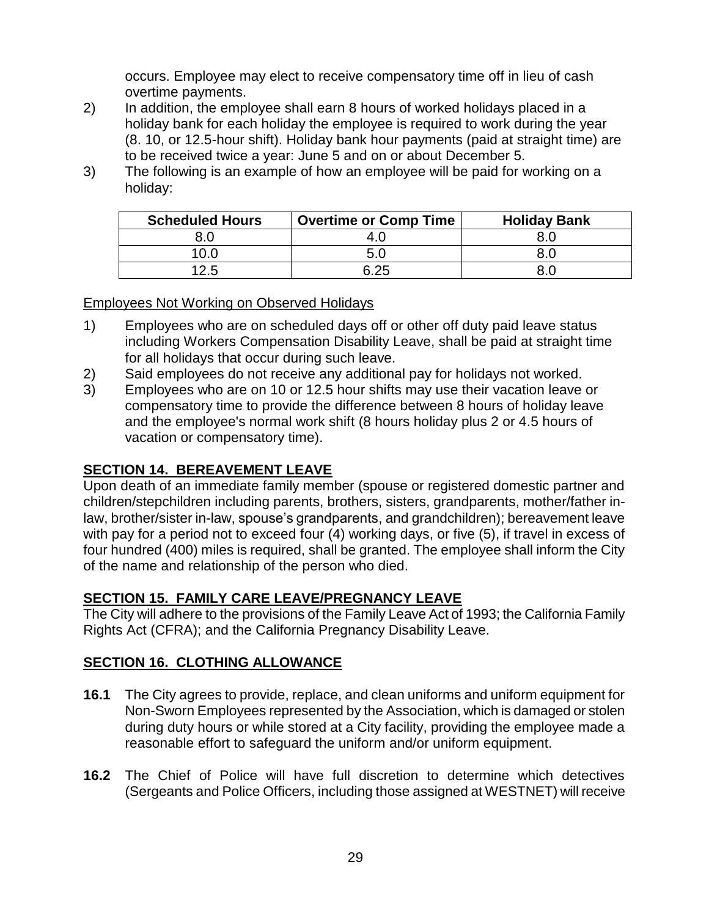occurs. Employee may elect to receive compensatory time off in lieu of cash overtime payments.

2) In addition, the employee shall earn 8 hours of worked holidays placed in a holiday bank for each holiday the employee is required to work during the year (8. 10, or 12.5-hour shift). Holiday bank hour payments (paid at straight time) are to be received twice a year: June 5 and on or about December 5.

3) The following is an example of how an employee will be paid for working on a holiday:

| Scheduled Hours | Overtime or Comp Time | Holiday Bank |
|---|---|---|
| 8.0 | 4.0 | 8.0 |
| 10.0 | 5.0 | 8.0 |
| 12.5 | 6.25 | 8.0 |

Employees Not Working on Observed Holidays

1) Employees who are on scheduled days off or other off duty paid leave status including Workers Compensation Disability Leave, shall be paid at straight time for all holidays that occur during such leave.
2) Said employees do not receive any additional pay for holidays not worked.
3) Employees who are on 10 or 12.5 hour shifts may use their vacation leave or compensatory time to provide the difference between 8 hours of holiday leave and the employee's normal work shift (8 hours holiday plus 2 or 4.5 hours of vacation or compensatory time).

## SECTION 14. BEREAVEMENT LEAVE

Upon death of an immediate family member (spouse or registered domestic partner and children/stepchildren including parents, brothers, sisters, grandparents, mother/father in-law, brother/sister in-law, spouse's grandparents, and grandchildren); bereavement leave with pay for a period not to exceed four (4) working days, or five (5), if travel in excess of four hundred (400) miles is required, shall be granted. The employee shall inform the City of the name and relationship of the person who died.

## SECTION 15. FAMILY CARE LEAVE/PREGNANCY LEAVE

The City will adhere to the provisions of the Family Leave Act of 1993; the California Family Rights Act (CFRA); and the California Pregnancy Disability Leave.

## SECTION 16. CLOTHING ALLOWANCE

**16.1** The City agrees to provide, replace, and clean uniforms and uniform equipment for Non-Sworn Employees represented by the Association, which is damaged or stolen during duty hours or while stored at a City facility, providing the employee made a reasonable effort to safeguard the uniform and/or uniform equipment.

**16.2** The Chief of Police will have full discretion to determine which detectives (Sergeants and Police Officers, including those assigned at WESTNET) will receive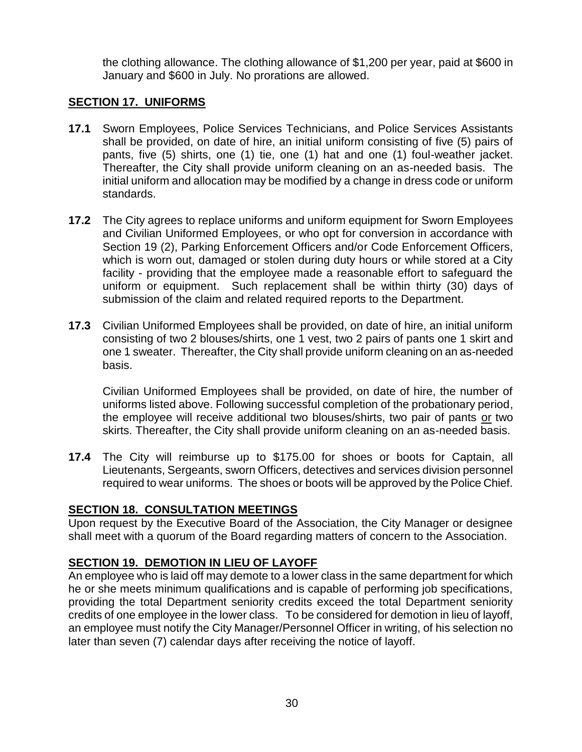the clothing allowance. The clothing allowance of $1,200 per year, paid at $600 in January and $600 in July. No prorations are allowed.

## SECTION 17. UNIFORMS

**17.1** Sworn Employees, Police Services Technicians, and Police Services Assistants shall be provided, on date of hire, an initial uniform consisting of five (5) pairs of pants, five (5) shirts, one (1) tie, one (1) hat and one (1) foul-weather jacket. Thereafter, the City shall provide uniform cleaning on an as-needed basis. The initial uniform and allocation may be modified by a change in dress code or uniform standards.

**17.2** The City agrees to replace uniforms and uniform equipment for Sworn Employees and Civilian Uniformed Employees, or who opt for conversion in accordance with Section 19 (2), Parking Enforcement Officers and/or Code Enforcement Officers, which is worn out, damaged or stolen during duty hours or while stored at a City facility - providing that the employee made a reasonable effort to safeguard the uniform or equipment. Such replacement shall be within thirty (30) days of submission of the claim and related required reports to the Department.

**17.3** Civilian Uniformed Employees shall be provided, on date of hire, an initial uniform consisting of two 2 blouses/shirts, one 1 vest, two 2 pairs of pants one 1 skirt and one 1 sweater. Thereafter, the City shall provide uniform cleaning on an as-needed basis.

Civilian Uniformed Employees shall be provided, on date of hire, the number of uniforms listed above. Following successful completion of the probationary period, the employee will receive additional two blouses/shirts, two pair of pants <u>or</u> two skirts. Thereafter, the City shall provide uniform cleaning on an as-needed basis.

**17.4** The City will reimburse up to $175.00 for shoes or boots for Captain, all Lieutenants, Sergeants, sworn Officers, detectives and services division personnel required to wear uniforms. The shoes or boots will be approved by the Police Chief.

## SECTION 18. CONSULTATION MEETINGS

Upon request by the Executive Board of the Association, the City Manager or designee shall meet with a quorum of the Board regarding matters of concern to the Association.

## SECTION 19. DEMOTION IN LIEU OF LAYOFF

An employee who is laid off may demote to a lower class in the same department for which he or she meets minimum qualifications and is capable of performing job specifications, providing the total Department seniority credits exceed the total Department seniority credits of one employee in the lower class. To be considered for demotion in lieu of layoff, an employee must notify the City Manager/Personnel Officer in writing, of his selection no later than seven (7) calendar days after receiving the notice of layoff.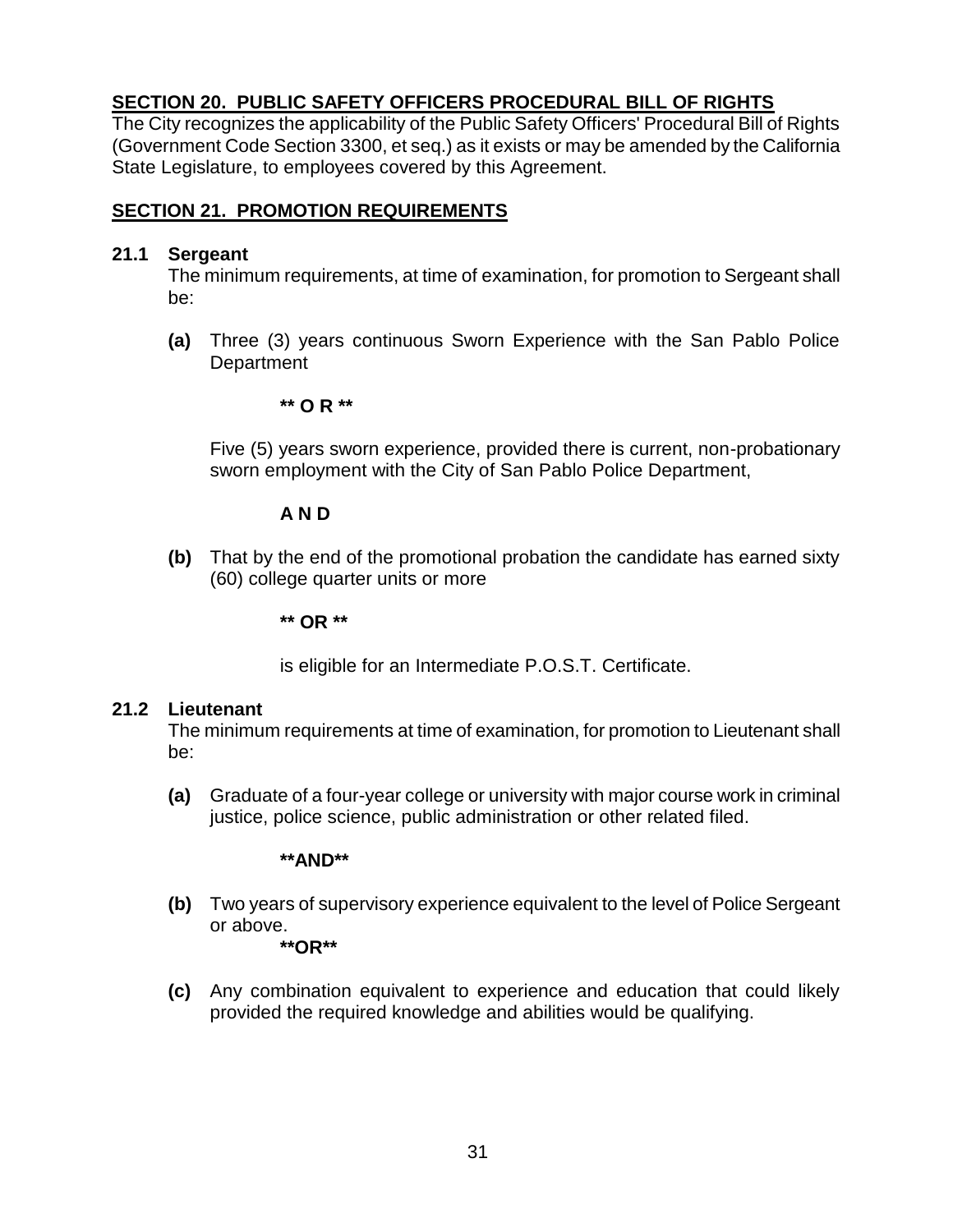## SECTION 20. PUBLIC SAFETY OFFICERS PROCEDURAL BILL OF RIGHTS

The City recognizes the applicability of the Public Safety Officers' Procedural Bill of Rights (Government Code Section 3300, et seq.) as it exists or may be amended by the California State Legislature, to employees covered by this Agreement.

## SECTION 21. PROMOTION REQUIREMENTS

### 21.1 Sergeant

The minimum requirements, at time of examination, for promotion to Sergeant shall be:

**(a)** Three (3) years continuous Sworn Experience with the San Pablo Police Department

**\*\* O R \*\***

Five (5) years sworn experience, provided there is current, non-probationary sworn employment with the City of San Pablo Police Department,

**A N D**

**(b)** That by the end of the promotional probation the candidate has earned sixty (60) college quarter units or more

**\*\* OR \*\***

is eligible for an Intermediate P.O.S.T. Certificate.

### 21.2 Lieutenant

The minimum requirements at time of examination, for promotion to Lieutenant shall be:

**(a)** Graduate of a four-year college or university with major course work in criminal justice, police science, public administration or other related filed.

**\*\*AND\*\***

**(b)** Two years of supervisory experience equivalent to the level of Police Sergeant or above.

**\*\*OR\*\***

**(c)** Any combination equivalent to experience and education that could likely provided the required knowledge and abilities would be qualifying.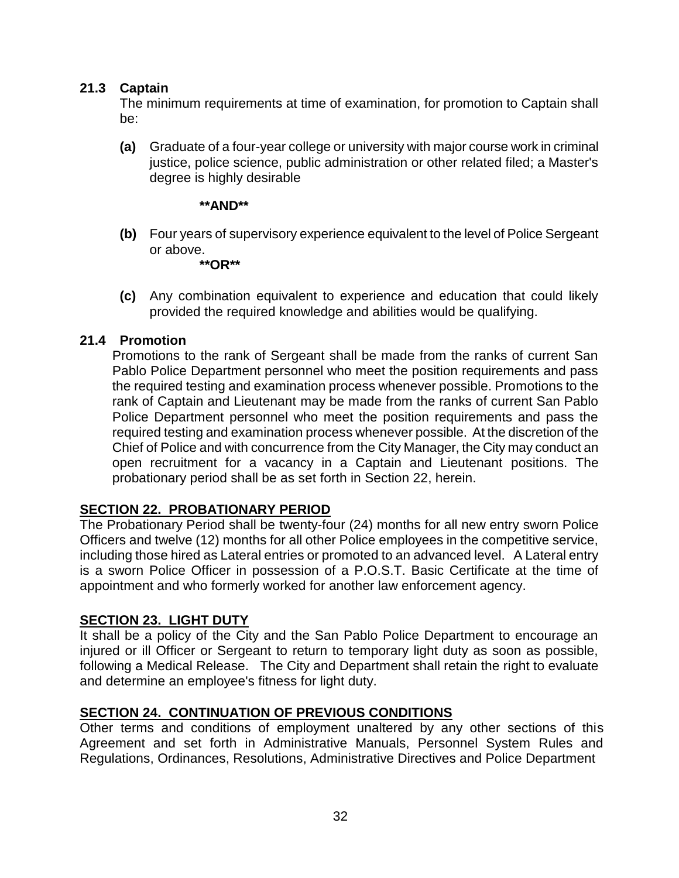### 21.3 Captain

The minimum requirements at time of examination, for promotion to Captain shall be:

**(a)** Graduate of a four-year college or university with major course work in criminal justice, police science, public administration or other related filed; a Master's degree is highly desirable

**\*\*AND\*\***

**(b)** Four years of supervisory experience equivalent to the level of Police Sergeant or above.

**\*\*OR\*\***

**(c)** Any combination equivalent to experience and education that could likely provided the required knowledge and abilities would be qualifying.

### 21.4 Promotion

Promotions to the rank of Sergeant shall be made from the ranks of current San Pablo Police Department personnel who meet the position requirements and pass the required testing and examination process whenever possible. Promotions to the rank of Captain and Lieutenant may be made from the ranks of current San Pablo Police Department personnel who meet the position requirements and pass the required testing and examination process whenever possible. At the discretion of the Chief of Police and with concurrence from the City Manager, the City may conduct an open recruitment for a vacancy in a Captain and Lieutenant positions. The probationary period shall be as set forth in Section 22, herein.

## SECTION 22. PROBATIONARY PERIOD

The Probationary Period shall be twenty-four (24) months for all new entry sworn Police Officers and twelve (12) months for all other Police employees in the competitive service, including those hired as Lateral entries or promoted to an advanced level. A Lateral entry is a sworn Police Officer in possession of a P.O.S.T. Basic Certificate at the time of appointment and who formerly worked for another law enforcement agency.

## SECTION 23. LIGHT DUTY

It shall be a policy of the City and the San Pablo Police Department to encourage an injured or ill Officer or Sergeant to return to temporary light duty as soon as possible, following a Medical Release. The City and Department shall retain the right to evaluate and determine an employee's fitness for light duty.

## SECTION 24. CONTINUATION OF PREVIOUS CONDITIONS

Other terms and conditions of employment unaltered by any other sections of this Agreement and set forth in Administrative Manuals, Personnel System Rules and Regulations, Ordinances, Resolutions, Administrative Directives and Police Department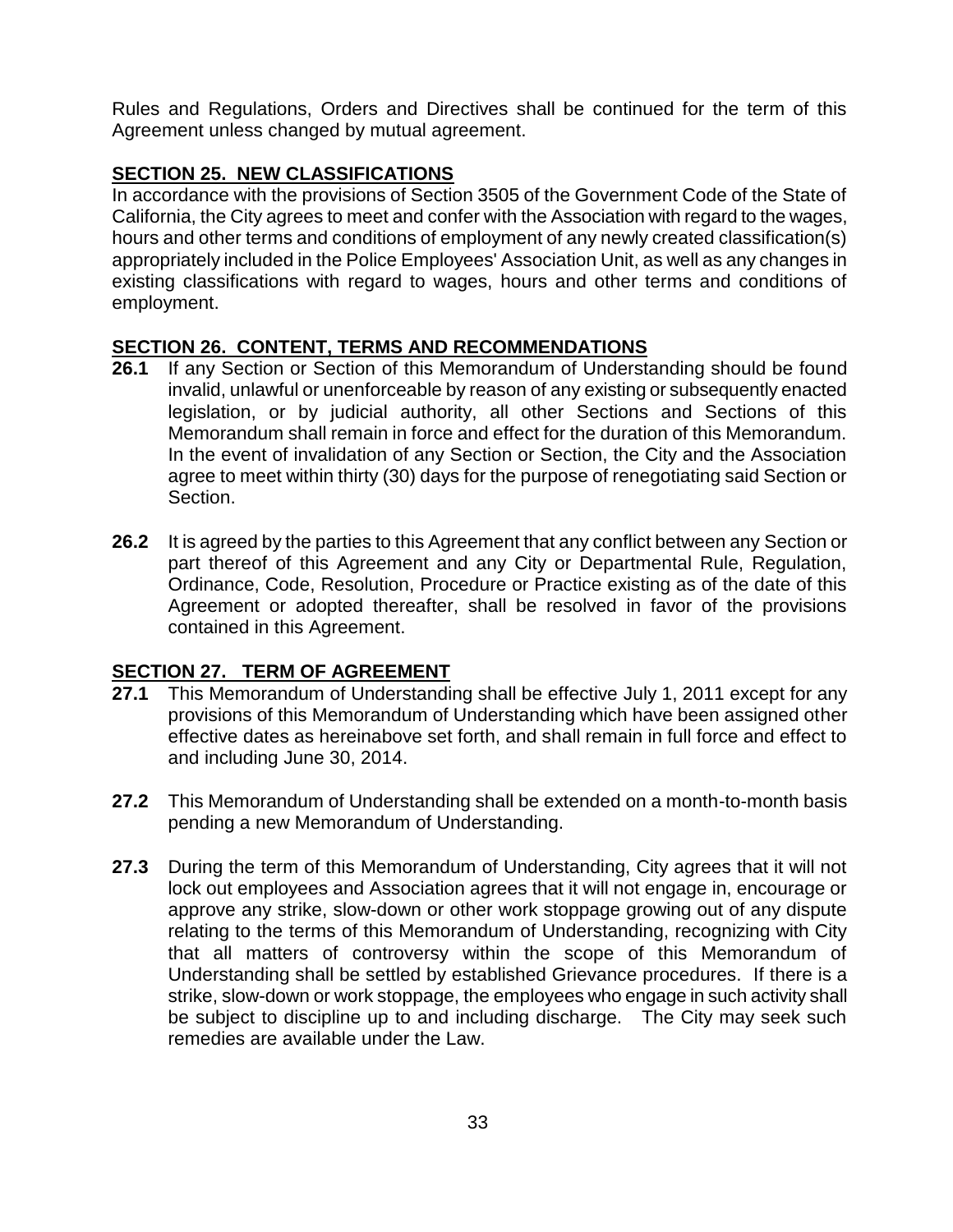Rules and Regulations, Orders and Directives shall be continued for the term of this Agreement unless changed by mutual agreement.

## SECTION 25. NEW CLASSIFICATIONS

In accordance with the provisions of Section 3505 of the Government Code of the State of California, the City agrees to meet and confer with the Association with regard to the wages, hours and other terms and conditions of employment of any newly created classification(s) appropriately included in the Police Employees' Association Unit, as well as any changes in existing classifications with regard to wages, hours and other terms and conditions of employment.

## SECTION 26. CONTENT, TERMS AND RECOMMENDATIONS

**26.1** If any Section or Section of this Memorandum of Understanding should be found invalid, unlawful or unenforceable by reason of any existing or subsequently enacted legislation, or by judicial authority, all other Sections and Sections of this Memorandum shall remain in force and effect for the duration of this Memorandum. In the event of invalidation of any Section or Section, the City and the Association agree to meet within thirty (30) days for the purpose of renegotiating said Section or Section.

**26.2** It is agreed by the parties to this Agreement that any conflict between any Section or part thereof of this Agreement and any City or Departmental Rule, Regulation, Ordinance, Code, Resolution, Procedure or Practice existing as of the date of this Agreement or adopted thereafter, shall be resolved in favor of the provisions contained in this Agreement.

## SECTION 27. TERM OF AGREEMENT

**27.1** This Memorandum of Understanding shall be effective July 1, 2011 except for any provisions of this Memorandum of Understanding which have been assigned other effective dates as hereinabove set forth, and shall remain in full force and effect to and including June 30, 2014.

**27.2** This Memorandum of Understanding shall be extended on a month-to-month basis pending a new Memorandum of Understanding.

**27.3** During the term of this Memorandum of Understanding, City agrees that it will not lock out employees and Association agrees that it will not engage in, encourage or approve any strike, slow-down or other work stoppage growing out of any dispute relating to the terms of this Memorandum of Understanding, recognizing with City that all matters of controversy within the scope of this Memorandum of Understanding shall be settled by established Grievance procedures. If there is a strike, slow-down or work stoppage, the employees who engage in such activity shall be subject to discipline up to and including discharge. The City may seek such remedies are available under the Law.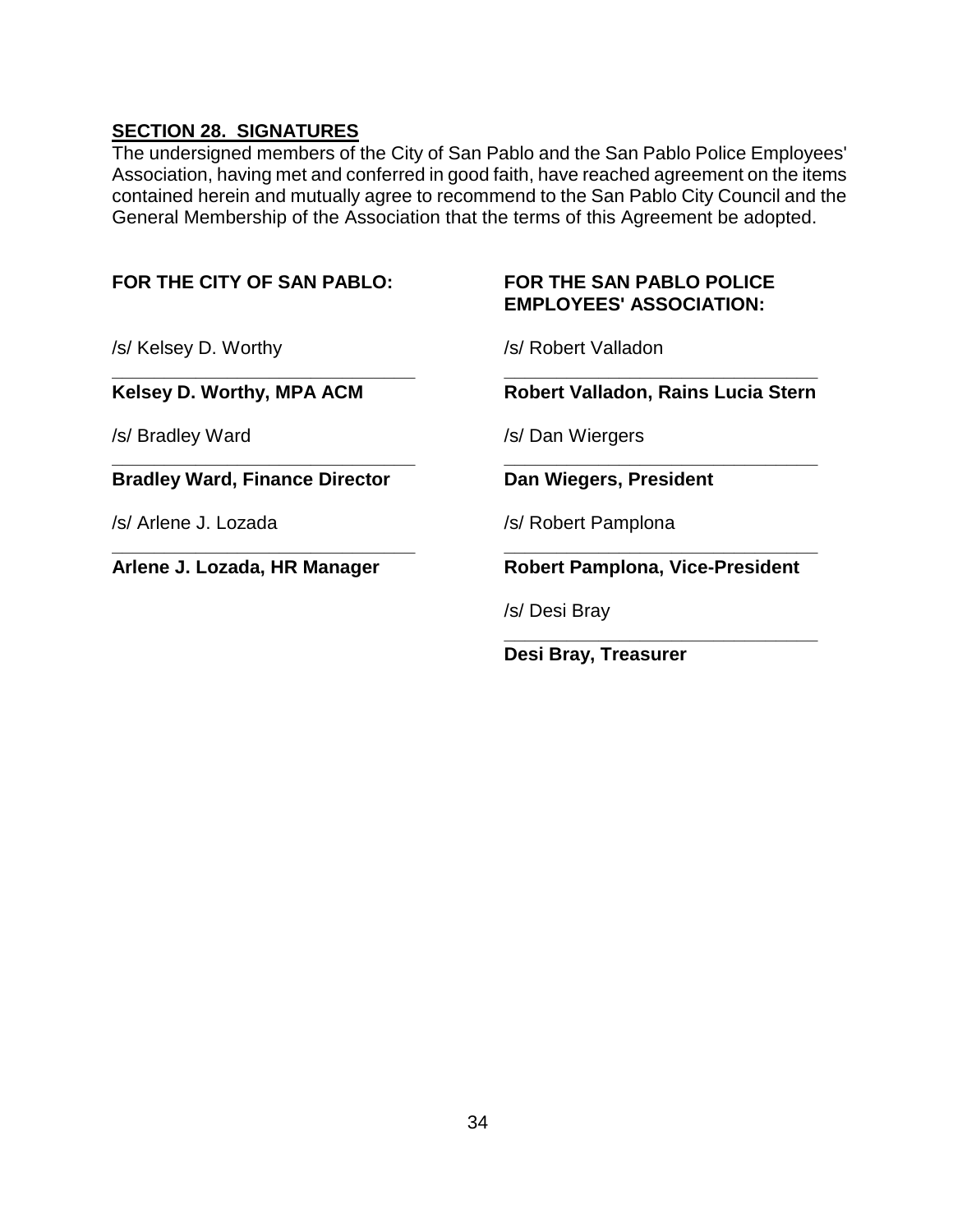## SECTION 28. SIGNATURES

The undersigned members of the City of San Pablo and the San Pablo Police Employees' Association, having met and conferred in good faith, have reached agreement on the items contained herein and mutually agree to recommend to the San Pablo City Council and the General Membership of the Association that the terms of this Agreement be adopted.

**FOR THE CITY OF SAN PABLO:**

/s/ Kelsey D. Worthy
________________________________
**Kelsey D. Worthy, MPA ACM**

/s/ Bradley Ward
________________________________
**Bradley Ward, Finance Director**

/s/ Arlene J. Lozada
________________________________
**Arlene J. Lozada, HR Manager**

**FOR THE SAN PABLO POLICE EMPLOYEES' ASSOCIATION:**

/s/ Robert Valladon
________________________________
**Robert Valladon, Rains Lucia Stern**

/s/ Dan Wiergers
________________________________
**Dan Wiegers, President**

/s/ Robert Pamplona
________________________________
**Robert Pamplona, Vice-President**

/s/ Desi Bray
________________________________
**Desi Bray, Treasurer**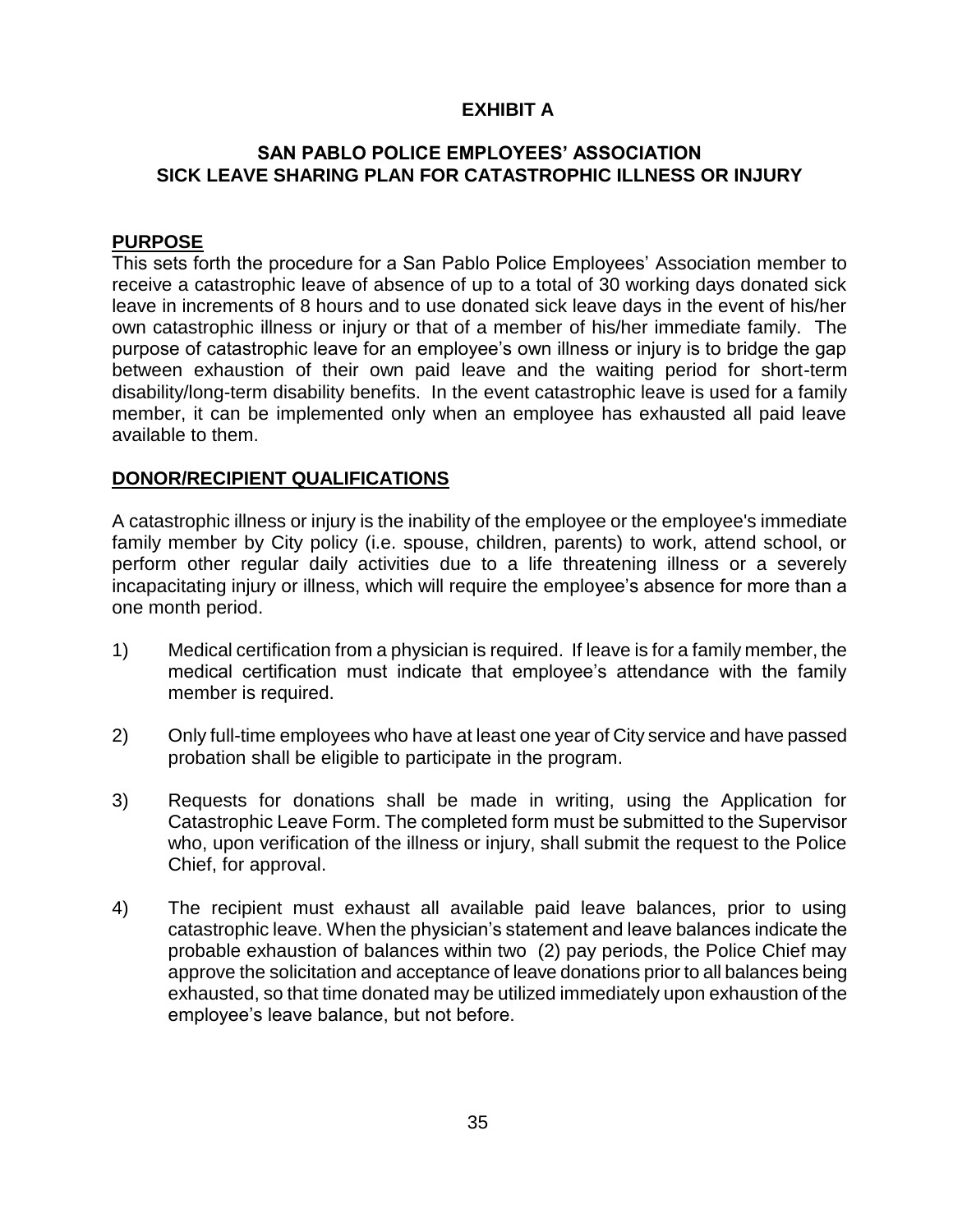# EXHIBIT A

## SAN PABLO POLICE EMPLOYEES' ASSOCIATION
## SICK LEAVE SHARING PLAN FOR CATASTROPHIC ILLNESS OR INJURY

**PURPOSE**

This sets forth the procedure for a San Pablo Police Employees' Association member to receive a catastrophic leave of absence of up to a total of 30 working days donated sick leave in increments of 8 hours and to use donated sick leave days in the event of his/her own catastrophic illness or injury or that of a member of his/her immediate family. The purpose of catastrophic leave for an employee's own illness or injury is to bridge the gap between exhaustion of their own paid leave and the waiting period for short-term disability/long-term disability benefits. In the event catastrophic leave is used for a family member, it can be implemented only when an employee has exhausted all paid leave available to them.

**DONOR/RECIPIENT QUALIFICATIONS**

A catastrophic illness or injury is the inability of the employee or the employee's immediate family member by City policy (i.e. spouse, children, parents) to work, attend school, or perform other regular daily activities due to a life threatening illness or a severely incapacitating injury or illness, which will require the employee's absence for more than a one month period.

1) Medical certification from a physician is required. If leave is for a family member, the medical certification must indicate that employee's attendance with the family member is required.

2) Only full-time employees who have at least one year of City service and have passed probation shall be eligible to participate in the program.

3) Requests for donations shall be made in writing, using the Application for Catastrophic Leave Form. The completed form must be submitted to the Supervisor who, upon verification of the illness or injury, shall submit the request to the Police Chief, for approval.

4) The recipient must exhaust all available paid leave balances, prior to using catastrophic leave. When the physician's statement and leave balances indicate the probable exhaustion of balances within two (2) pay periods, the Police Chief may approve the solicitation and acceptance of leave donations prior to all balances being exhausted, so that time donated may be utilized immediately upon exhaustion of the employee's leave balance, but not before.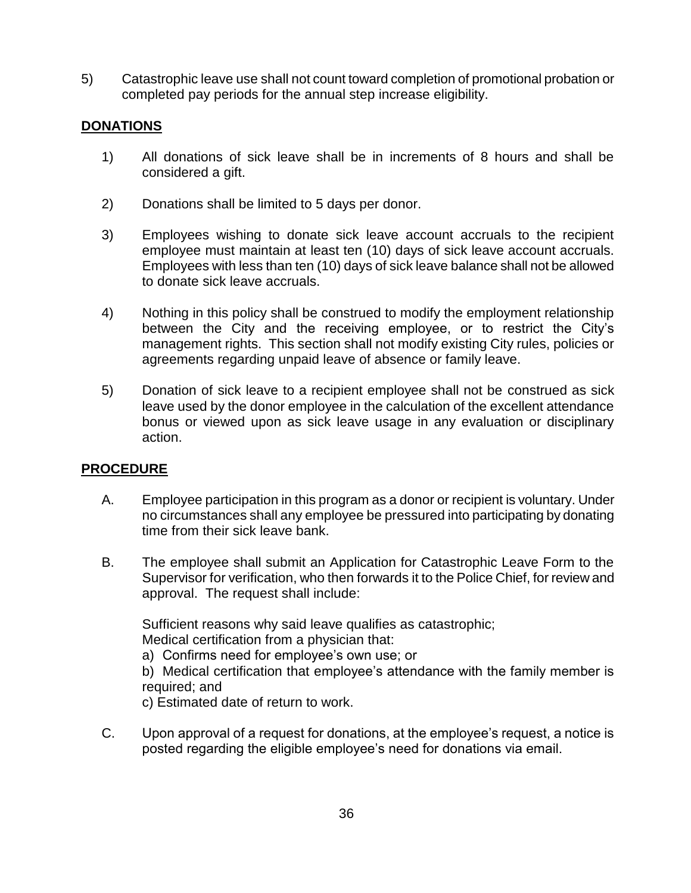5) Catastrophic leave use shall not count toward completion of promotional probation or completed pay periods for the annual step increase eligibility.

## DONATIONS

1) All donations of sick leave shall be in increments of 8 hours and shall be considered a gift.

2) Donations shall be limited to 5 days per donor.

3) Employees wishing to donate sick leave account accruals to the recipient employee must maintain at least ten (10) days of sick leave account accruals. Employees with less than ten (10) days of sick leave balance shall not be allowed to donate sick leave accruals.

4) Nothing in this policy shall be construed to modify the employment relationship between the City and the receiving employee, or to restrict the City's management rights. This section shall not modify existing City rules, policies or agreements regarding unpaid leave of absence or family leave.

5) Donation of sick leave to a recipient employee shall not be construed as sick leave used by the donor employee in the calculation of the excellent attendance bonus or viewed upon as sick leave usage in any evaluation or disciplinary action.

## PROCEDURE

A. Employee participation in this program as a donor or recipient is voluntary. Under no circumstances shall any employee be pressured into participating by donating time from their sick leave bank.

B. The employee shall submit an Application for Catastrophic Leave Form to the Supervisor for verification, who then forwards it to the Police Chief, for review and approval. The request shall include:

   Sufficient reasons why said leave qualifies as catastrophic;
   Medical certification from a physician that:
   a) Confirms need for employee's own use; or
   b) Medical certification that employee's attendance with the family member is required; and
   c) Estimated date of return to work.

C. Upon approval of a request for donations, at the employee's request, a notice is posted regarding the eligible employee's need for donations via email.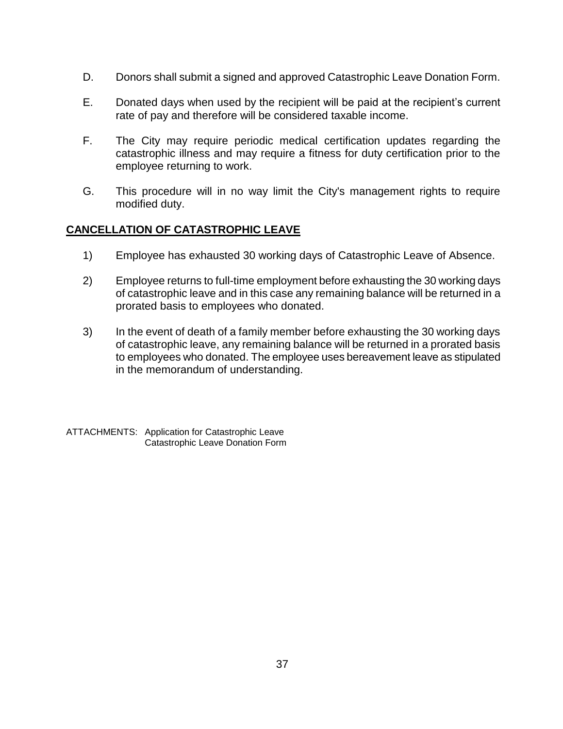D. Donors shall submit a signed and approved Catastrophic Leave Donation Form.

E. Donated days when used by the recipient will be paid at the recipient's current rate of pay and therefore will be considered taxable income.

F. The City may require periodic medical certification updates regarding the catastrophic illness and may require a fitness for duty certification prior to the employee returning to work.

G. This procedure will in no way limit the City's management rights to require modified duty.

## CANCELLATION OF CATASTROPHIC LEAVE

1) Employee has exhausted 30 working days of Catastrophic Leave of Absence.

2) Employee returns to full-time employment before exhausting the 30 working days of catastrophic leave and in this case any remaining balance will be returned in a prorated basis to employees who donated.

3) In the event of death of a family member before exhausting the 30 working days of catastrophic leave, any remaining balance will be returned in a prorated basis to employees who donated. The employee uses bereavement leave as stipulated in the memorandum of understanding.

ATTACHMENTS: Application for Catastrophic Leave
Catastrophic Leave Donation Form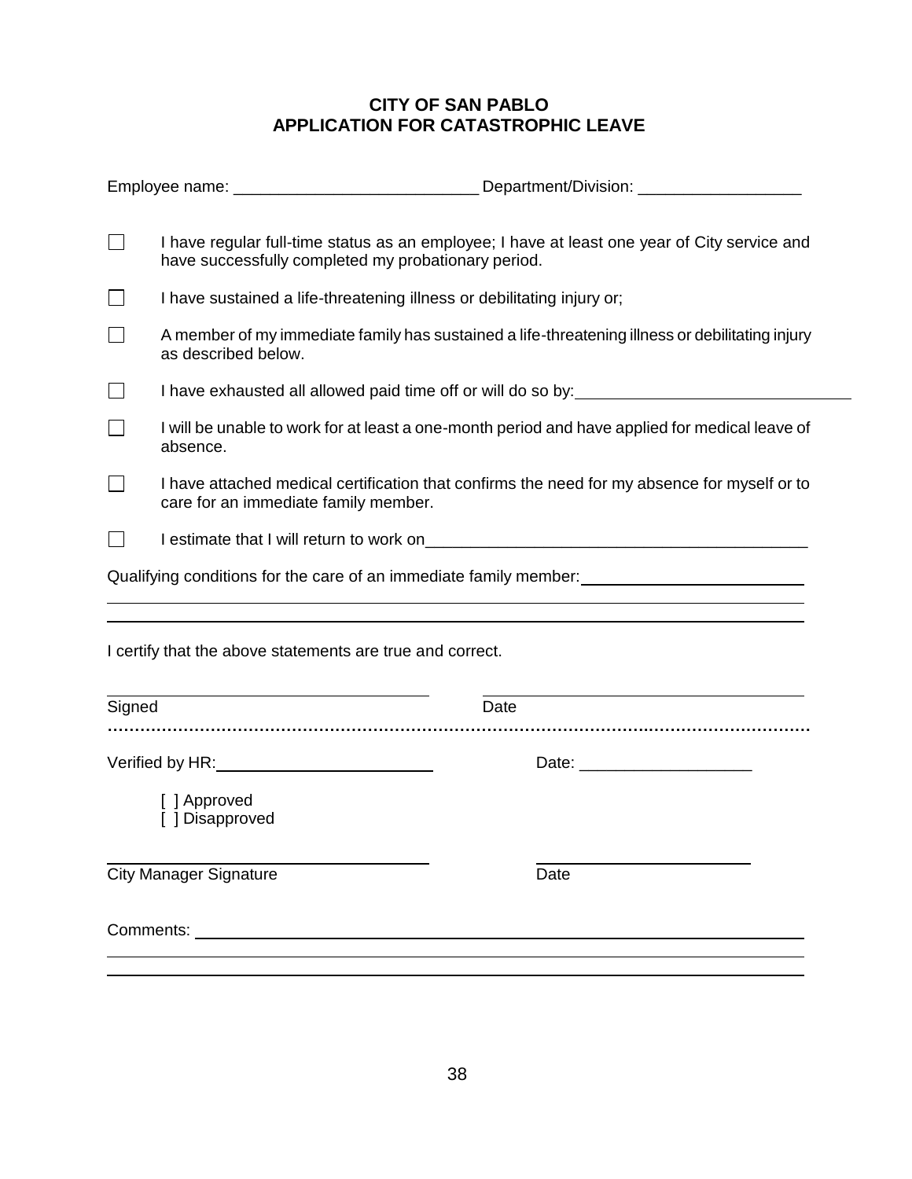# CITY OF SAN PABLO
# APPLICATION FOR CATASTROPHIC LEAVE

Employee name: ___________________________ Department/Division: __________________

- ☐ I have regular full-time status as an employee; I have at least one year of City service and have successfully completed my probationary period.
- ☐ I have sustained a life-threatening illness or debilitating injury or;
- ☐ A member of my immediate family has sustained a life-threatening illness or debilitating injury as described below.
- ☐ I have exhausted all allowed paid time off or will do so by: ______________________________
- ☐ I will be unable to work for at least a one-month period and have applied for medical leave of absence.
- ☐ I have attached medical certification that confirms the need for my absence for myself or to care for an immediate family member.
- ☐ I estimate that I will return to work on__________________________________________

Qualifying conditions for the care of an immediate family member: ________________________

______________________________________________________________________________

______________________________________________________________________________

I certify that the above statements are true and correct.

| ___________________________________ | ___________________________________ |
|---|---|
| Signed | Date |

.................................................................................................................................

Verified by HR: ________________________ Date: ___________________

[ ] Approved
[ ] Disapproved

| ___________________________________ | ________________________ |
|---|---|
| City Manager Signature | Date |

Comments: ____________________________________________________________________

______________________________________________________________________________

______________________________________________________________________________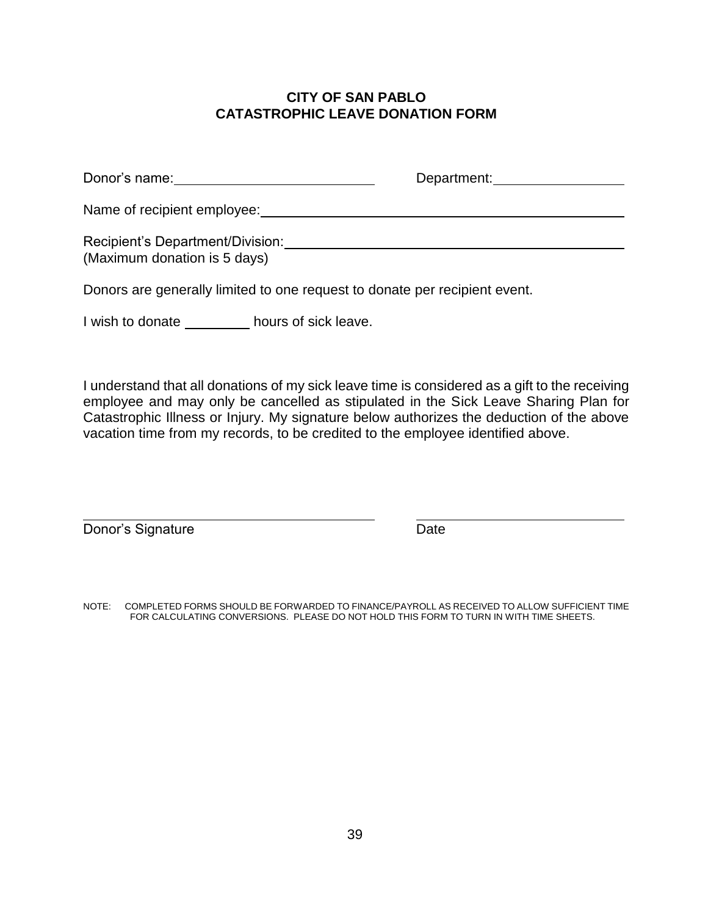**CITY OF SAN PABLO**
**CATASTROPHIC LEAVE DONATION FORM**

Donor's name: \_\_\_\_\_\_\_\_\_\_\_\_\_\_\_\_\_\_\_\_\_\_\_\_\_\_\_\_ Department: \_\_\_\_\_\_\_\_\_\_\_\_\_\_\_\_\_\_

Name of recipient employee: \_\_\_\_\_\_\_\_\_\_\_\_\_\_\_\_\_\_\_\_\_\_\_\_\_\_\_\_\_\_\_\_\_\_\_\_\_\_\_\_\_\_\_\_\_\_

Recipient's Department/Division: \_\_\_\_\_\_\_\_\_\_\_\_\_\_\_\_\_\_\_\_\_\_\_\_\_\_\_\_\_\_\_\_\_\_\_\_\_\_\_\_\_\_
(Maximum donation is 5 days)

Donors are generally limited to one request to donate per recipient event.

I wish to donate \_\_\_\_\_\_\_\_\_ hours of sick leave.

I understand that all donations of my sick leave time is considered as a gift to the receiving employee and may only be cancelled as stipulated in the Sick Leave Sharing Plan for Catastrophic Illness or Injury. My signature below authorizes the deduction of the above vacation time from my records, to be credited to the employee identified above.

\_\_\_\_\_\_\_\_\_\_\_\_\_\_\_\_\_\_\_\_\_\_\_\_\_\_\_\_\_\_\_\_\_\_\_\_\_\_\_\_ \_\_\_\_\_\_\_\_\_\_\_\_\_\_\_\_\_\_\_\_\_\_\_\_\_\_\_\_\_\_
Donor's Signature Date

NOTE: COMPLETED FORMS SHOULD BE FORWARDED TO FINANCE/PAYROLL AS RECEIVED TO ALLOW SUFFICIENT TIME FOR CALCULATING CONVERSIONS. PLEASE DO NOT HOLD THIS FORM TO TURN IN WITH TIME SHEETS.